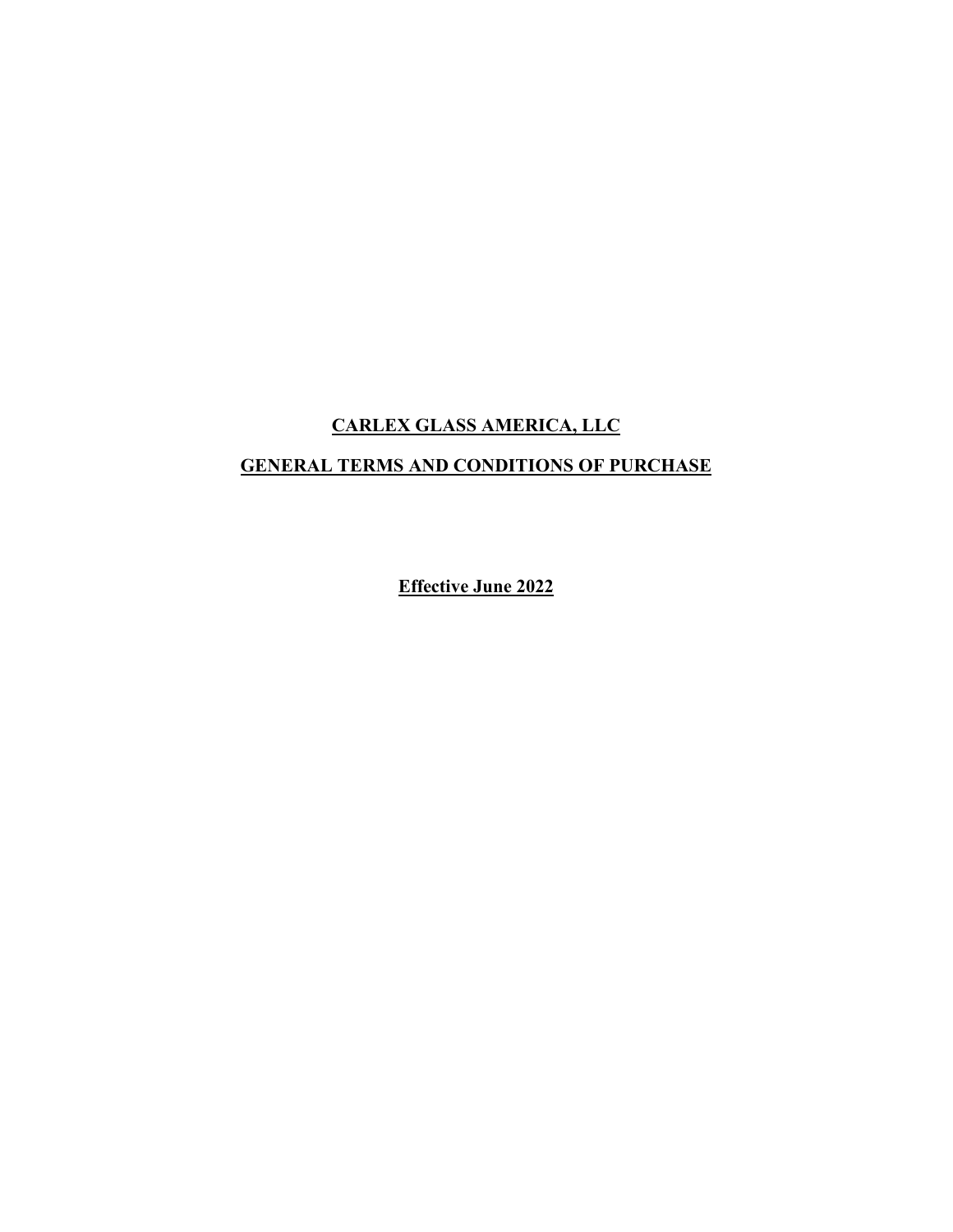# CARLEX GLASS AMERICA, LLC

## GENERAL TERMS AND CONDITIONS OF PURCHASE

**Effective June 2022**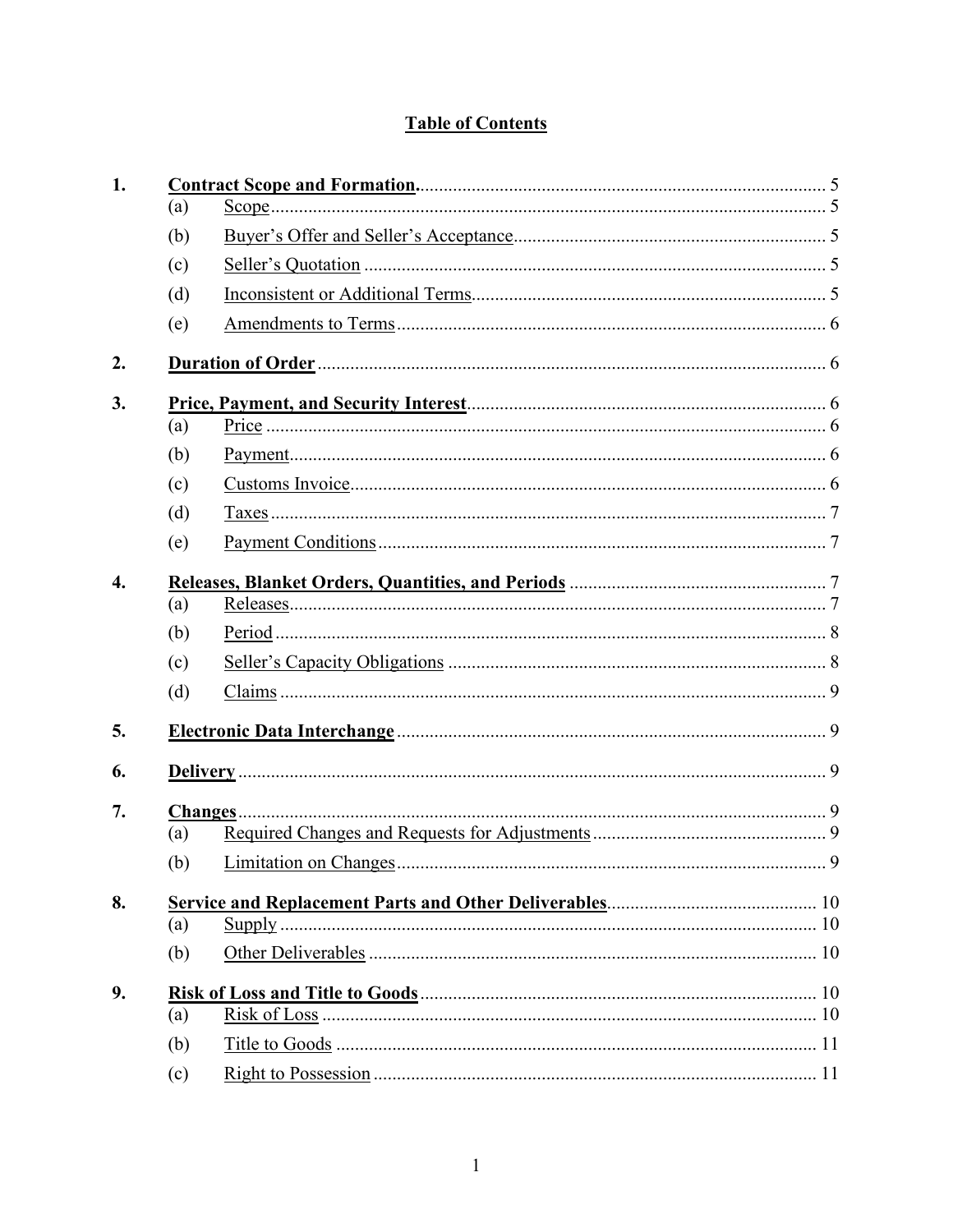## Table of Contents

**1. Contract Scope and Formation.** ........ 5
- (a) Scope ........ 5
- (b) Buyer's Offer and Seller's Acceptance ........ 5
- (c) Seller's Quotation ........ 5
- (d) Inconsistent or Additional Terms ........ 5
- (e) Amendments to Terms ........ 6

**2. Duration of Order** ........ 6

**3. Price, Payment, and Security Interest** ........ 6
- (a) Price ........ 6
- (b) Payment ........ 6
- (c) Customs Invoice ........ 6
- (d) Taxes ........ 7
- (e) Payment Conditions ........ 7

**4. Releases, Blanket Orders, Quantities, and Periods** ........ 7
- (a) Releases ........ 7
- (b) Period ........ 8
- (c) Seller's Capacity Obligations ........ 8
- (d) Claims ........ 9

**5. Electronic Data Interchange** ........ 9

**6. Delivery** ........ 9

**7. Changes** ........ 9
- (a) Required Changes and Requests for Adjustments ........ 9
- (b) Limitation on Changes ........ 9

**8. Service and Replacement Parts and Other Deliverables** ........ 10
- (a) Supply ........ 10
- (b) Other Deliverables ........ 10

**9. Risk of Loss and Title to Goods** ........ 10
- (a) Risk of Loss ........ 10
- (b) Title to Goods ........ 11
- (c) Right to Possession ........ 11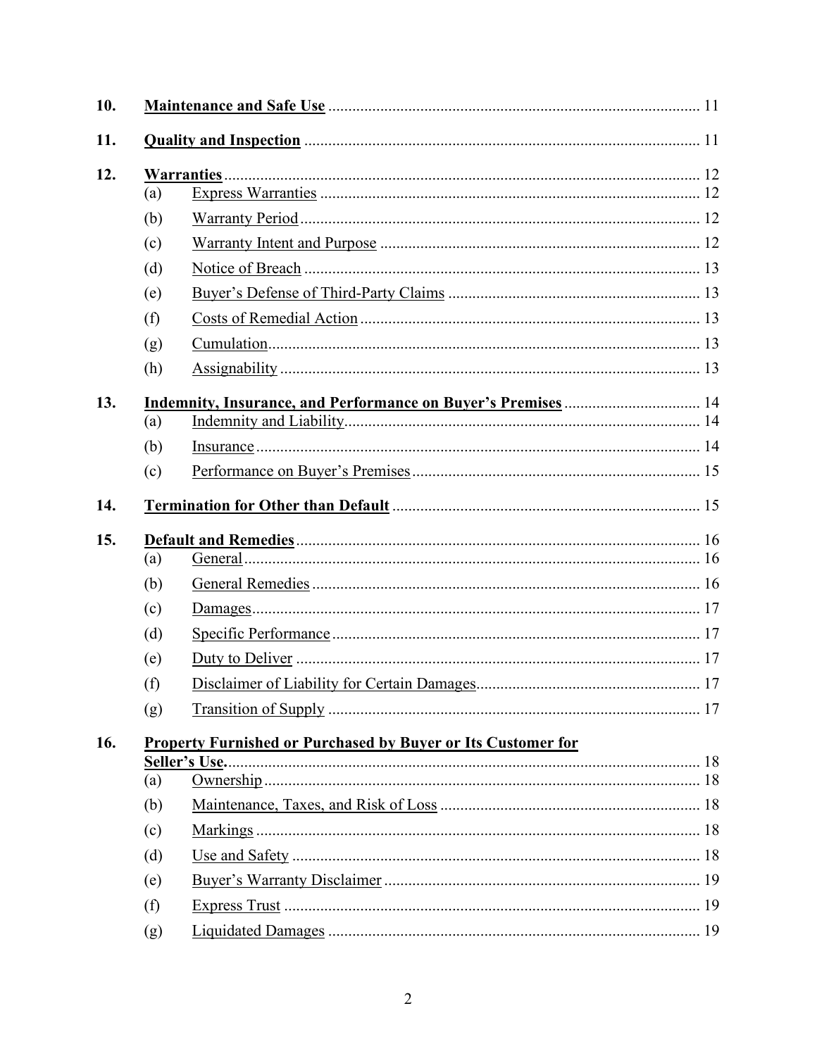10. **Maintenance and Safe Use** ............................................................ 11

11. **Quality and Inspection** ............................................................ 11

12. **Warranties** ............................................................ 12
    - (a) Express Warranties ............................................................ 12
    - (b) Warranty Period ............................................................ 12
    - (c) Warranty Intent and Purpose ............................................................ 12
    - (d) Notice of Breach ............................................................ 13
    - (e) Buyer's Defense of Third-Party Claims ............................................................ 13
    - (f) Costs of Remedial Action ............................................................ 13
    - (g) Cumulation ............................................................ 13
    - (h) Assignability ............................................................ 13

13. **Indemnity, Insurance, and Performance on Buyer's Premises** ............................................................ 14
    - (a) Indemnity and Liability ............................................................ 14
    - (b) Insurance ............................................................ 14
    - (c) Performance on Buyer's Premises ............................................................ 15

14. **Termination for Other than Default** ............................................................ 15

15. **Default and Remedies** ............................................................ 16
    - (a) General ............................................................ 16
    - (b) General Remedies ............................................................ 16
    - (c) Damages ............................................................ 17
    - (d) Specific Performance ............................................................ 17
    - (e) Duty to Deliver ............................................................ 17
    - (f) Disclaimer of Liability for Certain Damages ............................................................ 17
    - (g) Transition of Supply ............................................................ 17

16. **Property Furnished or Purchased by Buyer or Its Customer for Seller's Use.** ............................................................ 18
    - (a) Ownership ............................................................ 18
    - (b) Maintenance, Taxes, and Risk of Loss ............................................................ 18
    - (c) Markings ............................................................ 18
    - (d) Use and Safety ............................................................ 18
    - (e) Buyer's Warranty Disclaimer ............................................................ 19
    - (f) Express Trust ............................................................ 19
    - (g) Liquidated Damages ............................................................ 19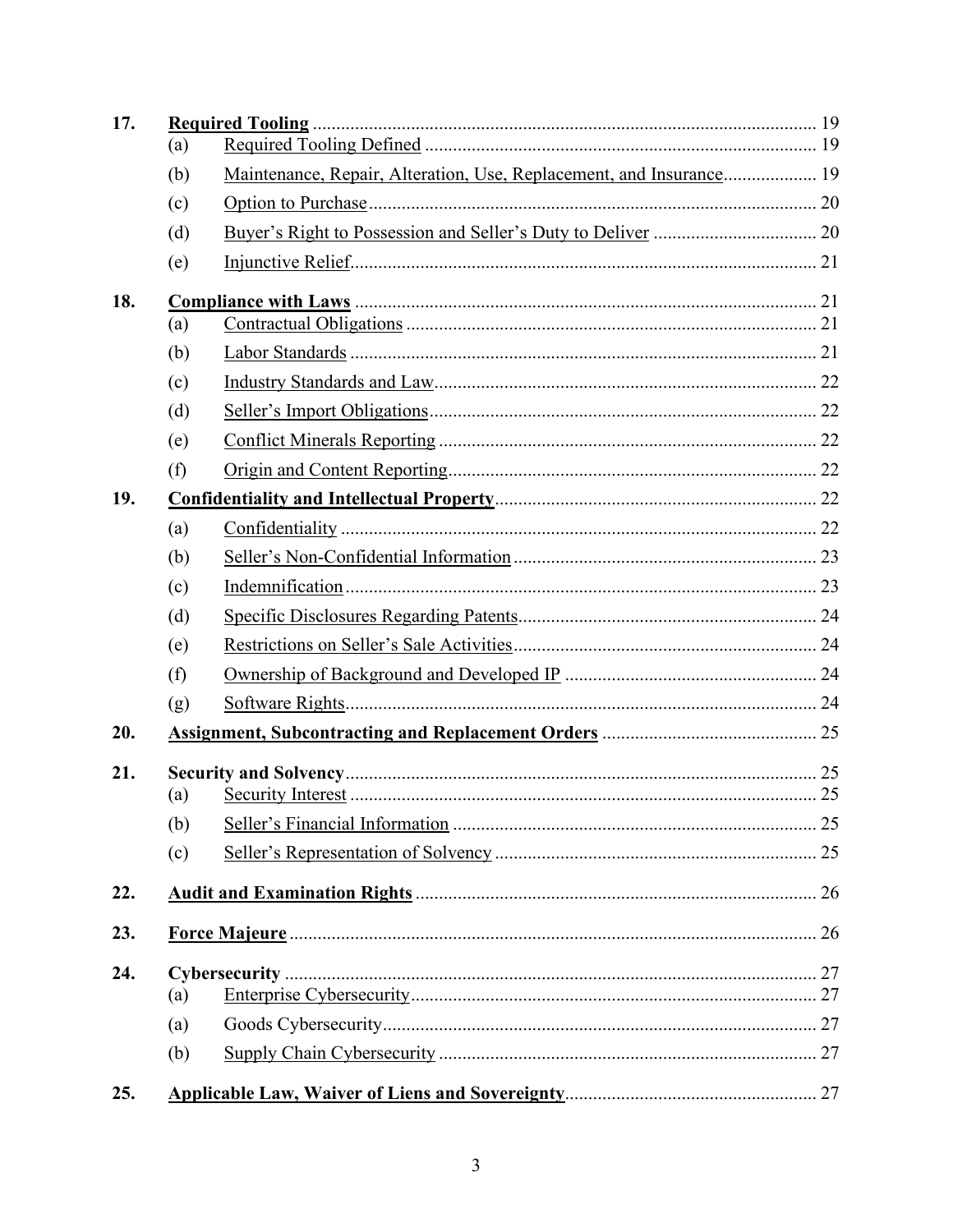| | | | |
|---|---|---|---|
| **17.** | **Required Tooling** | | 19 |
| | (a) | Required Tooling Defined | 19 |
| | (b) | Maintenance, Repair, Alteration, Use, Replacement, and Insurance | 19 |
| | (c) | Option to Purchase | 20 |
| | (d) | Buyer's Right to Possession and Seller's Duty to Deliver | 20 |
| | (e) | Injunctive Relief | 21 |
| **18.** | **Compliance with Laws** | | 21 |
| | (a) | Contractual Obligations | 21 |
| | (b) | Labor Standards | 21 |
| | (c) | Industry Standards and Law | 22 |
| | (d) | Seller's Import Obligations | 22 |
| | (e) | Conflict Minerals Reporting | 22 |
| | (f) | Origin and Content Reporting | 22 |
| **19.** | **Confidentiality and Intellectual Property** | | 22 |
| | (a) | Confidentiality | 22 |
| | (b) | Seller's Non-Confidential Information | 23 |
| | (c) | Indemnification | 23 |
| | (d) | Specific Disclosures Regarding Patents | 24 |
| | (e) | Restrictions on Seller's Sale Activities | 24 |
| | (f) | Ownership of Background and Developed IP | 24 |
| | (g) | Software Rights | 24 |
| **20.** | **Assignment, Subcontracting and Replacement Orders** | | 25 |
| **21.** | **Security and Solvency** | | 25 |
| | (a) | Security Interest | 25 |
| | (b) | Seller's Financial Information | 25 |
| | (c) | Seller's Representation of Solvency | 25 |
| **22.** | **Audit and Examination Rights** | | 26 |
| **23.** | **Force Majeure** | | 26 |
| **24.** | **Cybersecurity** | | 27 |
| | (a) | Enterprise Cybersecurity | 27 |
| | (a) | Goods Cybersecurity | 27 |
| | (b) | Supply Chain Cybersecurity | 27 |
| **25.** | **Applicable Law, Waiver of Liens and Sovereignty** | | 27 |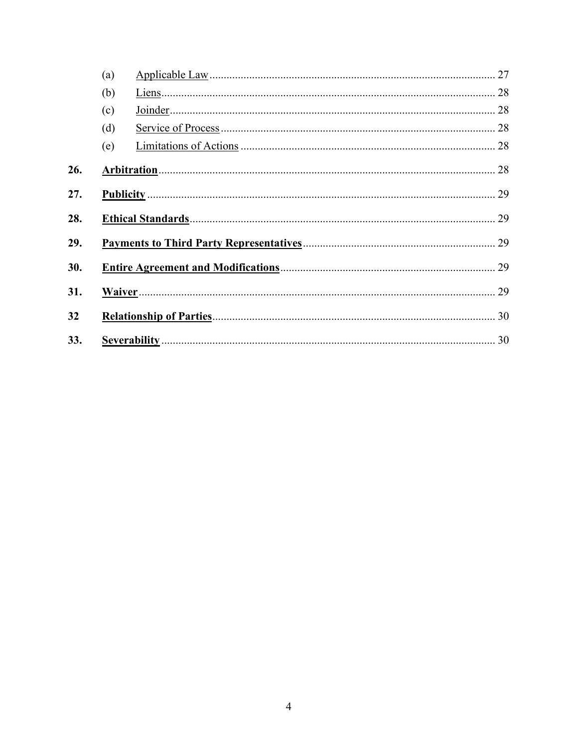(a) Applicable Law ........................................................................................ 27

(b) Liens ........................................................................................................ 28

(c) Joinder ..................................................................................................... 28

(d) Service of Process .................................................................................... 28

(e) Limitations of Actions .............................................................................. 28

**26.** **Arbitration** ...................................................................................................... 28

**27.** **Publicity** .......................................................................................................... 29

**28.** **Ethical Standards** ............................................................................................ 29

**29.** **Payments to Third Party Representatives** ...................................................... 29

**30.** **Entire Agreement and Modifications** .............................................................. 29

**31.** **Waiver** ............................................................................................................. 29

**32** **Relationship of Parties** .................................................................................... 30

**33.** **Severability** ...................................................................................................... 30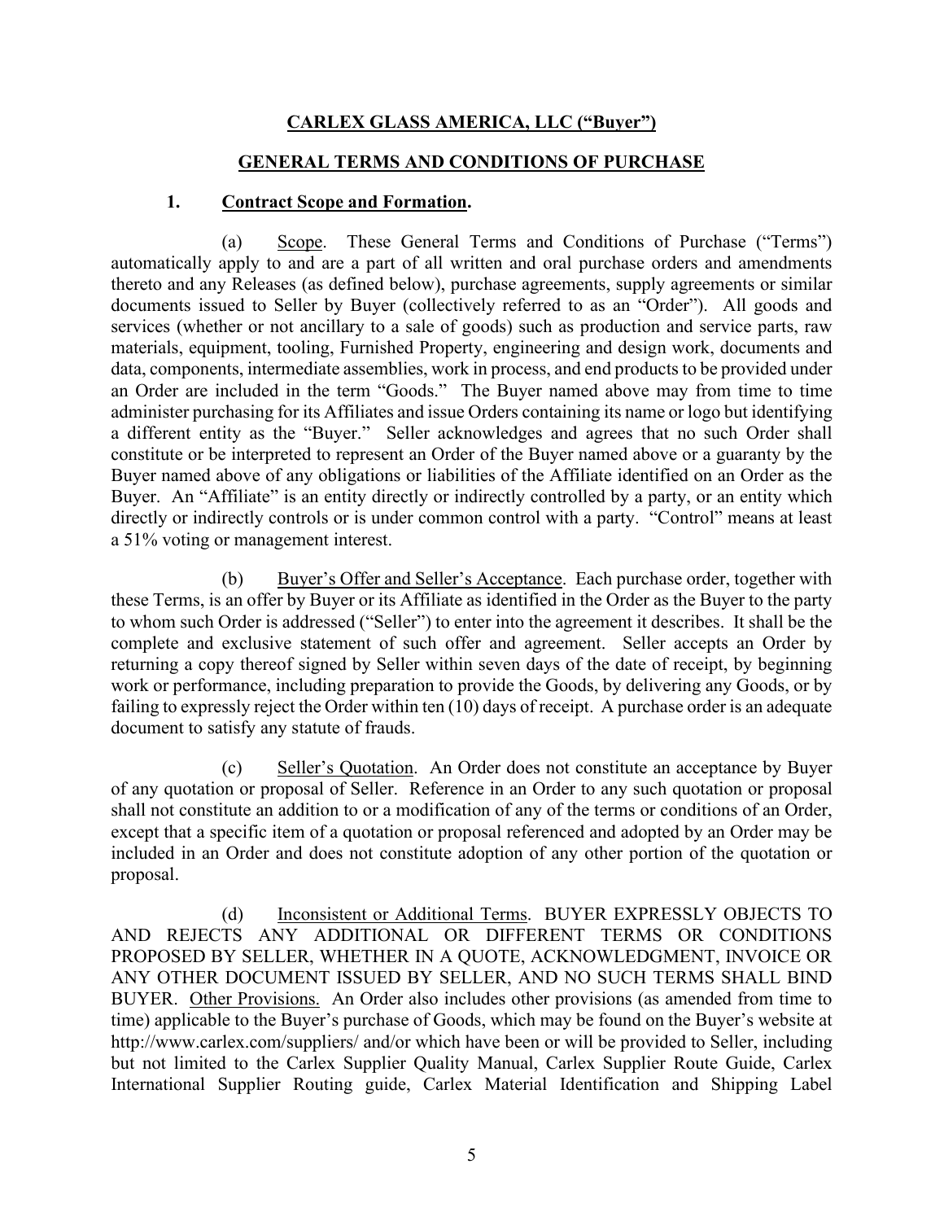**CARLEX GLASS AMERICA, LLC (“Buyer”)**

**GENERAL TERMS AND CONDITIONS OF PURCHASE**

**1. Contract Scope and Formation.**

(a) Scope. These General Terms and Conditions of Purchase (“Terms”) automatically apply to and are a part of all written and oral purchase orders and amendments thereto and any Releases (as defined below), purchase agreements, supply agreements or similar documents issued to Seller by Buyer (collectively referred to as an “Order”). All goods and services (whether or not ancillary to a sale of goods) such as production and service parts, raw materials, equipment, tooling, Furnished Property, engineering and design work, documents and data, components, intermediate assemblies, work in process, and end products to be provided under an Order are included in the term “Goods.” The Buyer named above may from time to time administer purchasing for its Affiliates and issue Orders containing its name or logo but identifying a different entity as the “Buyer.” Seller acknowledges and agrees that no such Order shall constitute or be interpreted to represent an Order of the Buyer named above or a guaranty by the Buyer named above of any obligations or liabilities of the Affiliate identified on an Order as the Buyer. An “Affiliate” is an entity directly or indirectly controlled by a party, or an entity which directly or indirectly controls or is under common control with a party. “Control” means at least a 51% voting or management interest.

(b) Buyer’s Offer and Seller’s Acceptance. Each purchase order, together with these Terms, is an offer by Buyer or its Affiliate as identified in the Order as the Buyer to the party to whom such Order is addressed (“Seller”) to enter into the agreement it describes. It shall be the complete and exclusive statement of such offer and agreement. Seller accepts an Order by returning a copy thereof signed by Seller within seven days of the date of receipt, by beginning work or performance, including preparation to provide the Goods, by delivering any Goods, or by failing to expressly reject the Order within ten (10) days of receipt. A purchase order is an adequate document to satisfy any statute of frauds.

(c) Seller’s Quotation. An Order does not constitute an acceptance by Buyer of any quotation or proposal of Seller. Reference in an Order to any such quotation or proposal shall not constitute an addition to or a modification of any of the terms or conditions of an Order, except that a specific item of a quotation or proposal referenced and adopted by an Order may be included in an Order and does not constitute adoption of any other portion of the quotation or proposal.

(d) Inconsistent or Additional Terms. BUYER EXPRESSLY OBJECTS TO AND REJECTS ANY ADDITIONAL OR DIFFERENT TERMS OR CONDITIONS PROPOSED BY SELLER, WHETHER IN A QUOTE, ACKNOWLEDGMENT, INVOICE OR ANY OTHER DOCUMENT ISSUED BY SELLER, AND NO SUCH TERMS SHALL BIND BUYER. Other Provisions. An Order also includes other provisions (as amended from time to time) applicable to the Buyer’s purchase of Goods, which may be found on the Buyer’s website at http://www.carlex.com/suppliers/ and/or which have been or will be provided to Seller, including but not limited to the Carlex Supplier Quality Manual, Carlex Supplier Route Guide, Carlex International Supplier Routing guide, Carlex Material Identification and Shipping Label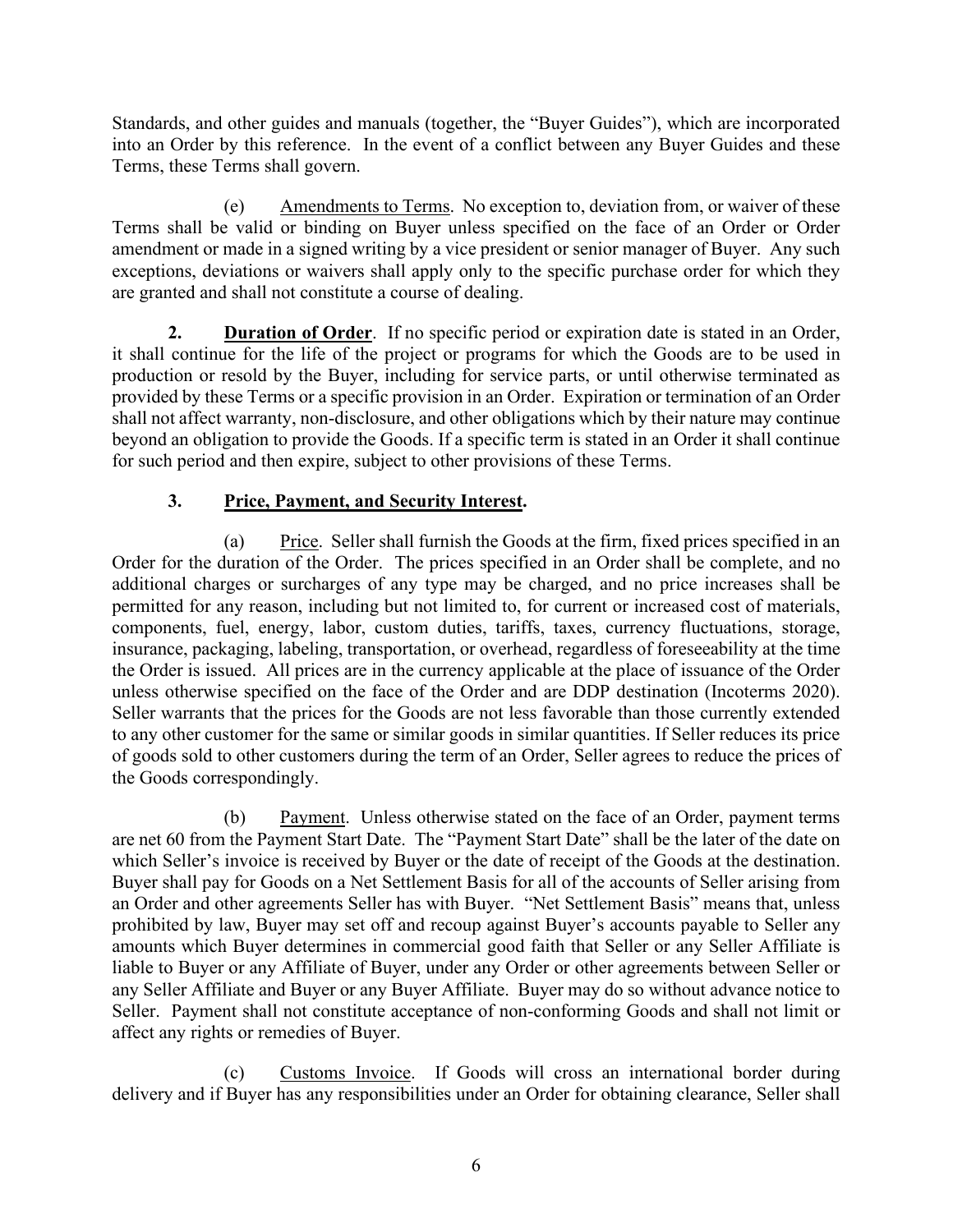Standards, and other guides and manuals (together, the "Buyer Guides"), which are incorporated into an Order by this reference. In the event of a conflict between any Buyer Guides and these Terms, these Terms shall govern.

(e) Amendments to Terms. No exception to, deviation from, or waiver of these Terms shall be valid or binding on Buyer unless specified on the face of an Order or Order amendment or made in a signed writing by a vice president or senior manager of Buyer. Any such exceptions, deviations or waivers shall apply only to the specific purchase order for which they are granted and shall not constitute a course of dealing.

**2. Duration of Order**. If no specific period or expiration date is stated in an Order, it shall continue for the life of the project or programs for which the Goods are to be used in production or resold by the Buyer, including for service parts, or until otherwise terminated as provided by these Terms or a specific provision in an Order. Expiration or termination of an Order shall not affect warranty, non-disclosure, and other obligations which by their nature may continue beyond an obligation to provide the Goods. If a specific term is stated in an Order it shall continue for such period and then expire, subject to other provisions of these Terms.

**3. Price, Payment, and Security Interest.**

(a) Price. Seller shall furnish the Goods at the firm, fixed prices specified in an Order for the duration of the Order. The prices specified in an Order shall be complete, and no additional charges or surcharges of any type may be charged, and no price increases shall be permitted for any reason, including but not limited to, for current or increased cost of materials, components, fuel, energy, labor, custom duties, tariffs, taxes, currency fluctuations, storage, insurance, packaging, labeling, transportation, or overhead, regardless of foreseeability at the time the Order is issued. All prices are in the currency applicable at the place of issuance of the Order unless otherwise specified on the face of the Order and are DDP destination (Incoterms 2020). Seller warrants that the prices for the Goods are not less favorable than those currently extended to any other customer for the same or similar goods in similar quantities. If Seller reduces its price of goods sold to other customers during the term of an Order, Seller agrees to reduce the prices of the Goods correspondingly.

(b) Payment. Unless otherwise stated on the face of an Order, payment terms are net 60 from the Payment Start Date. The "Payment Start Date" shall be the later of the date on which Seller's invoice is received by Buyer or the date of receipt of the Goods at the destination. Buyer shall pay for Goods on a Net Settlement Basis for all of the accounts of Seller arising from an Order and other agreements Seller has with Buyer. "Net Settlement Basis" means that, unless prohibited by law, Buyer may set off and recoup against Buyer's accounts payable to Seller any amounts which Buyer determines in commercial good faith that Seller or any Seller Affiliate is liable to Buyer or any Affiliate of Buyer, under any Order or other agreements between Seller or any Seller Affiliate and Buyer or any Buyer Affiliate. Buyer may do so without advance notice to Seller. Payment shall not constitute acceptance of non-conforming Goods and shall not limit or affect any rights or remedies of Buyer.

(c) Customs Invoice. If Goods will cross an international border during delivery and if Buyer has any responsibilities under an Order for obtaining clearance, Seller shall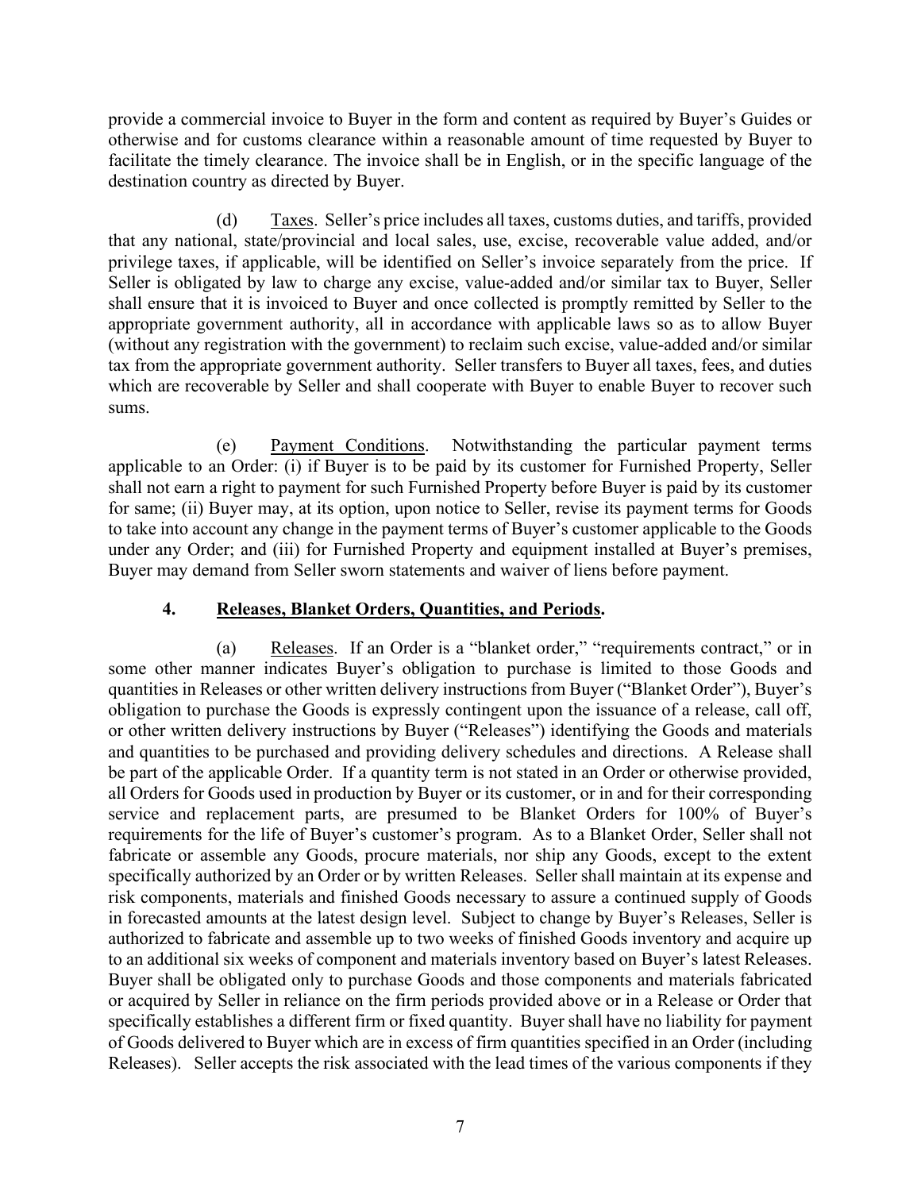provide a commercial invoice to Buyer in the form and content as required by Buyer's Guides or otherwise and for customs clearance within a reasonable amount of time requested by Buyer to facilitate the timely clearance. The invoice shall be in English, or in the specific language of the destination country as directed by Buyer.

(d) Taxes. Seller's price includes all taxes, customs duties, and tariffs, provided that any national, state/provincial and local sales, use, excise, recoverable value added, and/or privilege taxes, if applicable, will be identified on Seller's invoice separately from the price. If Seller is obligated by law to charge any excise, value-added and/or similar tax to Buyer, Seller shall ensure that it is invoiced to Buyer and once collected is promptly remitted by Seller to the appropriate government authority, all in accordance with applicable laws so as to allow Buyer (without any registration with the government) to reclaim such excise, value-added and/or similar tax from the appropriate government authority. Seller transfers to Buyer all taxes, fees, and duties which are recoverable by Seller and shall cooperate with Buyer to enable Buyer to recover such sums.

(e) Payment Conditions. Notwithstanding the particular payment terms applicable to an Order: (i) if Buyer is to be paid by its customer for Furnished Property, Seller shall not earn a right to payment for such Furnished Property before Buyer is paid by its customer for same; (ii) Buyer may, at its option, upon notice to Seller, revise its payment terms for Goods to take into account any change in the payment terms of Buyer's customer applicable to the Goods under any Order; and (iii) for Furnished Property and equipment installed at Buyer's premises, Buyer may demand from Seller sworn statements and waiver of liens before payment.

## 4. Releases, Blanket Orders, Quantities, and Periods.

(a) Releases. If an Order is a "blanket order," "requirements contract," or in some other manner indicates Buyer's obligation to purchase is limited to those Goods and quantities in Releases or other written delivery instructions from Buyer ("Blanket Order"), Buyer's obligation to purchase the Goods is expressly contingent upon the issuance of a release, call off, or other written delivery instructions by Buyer ("Releases") identifying the Goods and materials and quantities to be purchased and providing delivery schedules and directions. A Release shall be part of the applicable Order. If a quantity term is not stated in an Order or otherwise provided, all Orders for Goods used in production by Buyer or its customer, or in and for their corresponding service and replacement parts, are presumed to be Blanket Orders for 100% of Buyer's requirements for the life of Buyer's customer's program. As to a Blanket Order, Seller shall not fabricate or assemble any Goods, procure materials, nor ship any Goods, except to the extent specifically authorized by an Order or by written Releases. Seller shall maintain at its expense and risk components, materials and finished Goods necessary to assure a continued supply of Goods in forecasted amounts at the latest design level. Subject to change by Buyer's Releases, Seller is authorized to fabricate and assemble up to two weeks of finished Goods inventory and acquire up to an additional six weeks of component and materials inventory based on Buyer's latest Releases. Buyer shall be obligated only to purchase Goods and those components and materials fabricated or acquired by Seller in reliance on the firm periods provided above or in a Release or Order that specifically establishes a different firm or fixed quantity. Buyer shall have no liability for payment of Goods delivered to Buyer which are in excess of firm quantities specified in an Order (including Releases). Seller accepts the risk associated with the lead times of the various components if they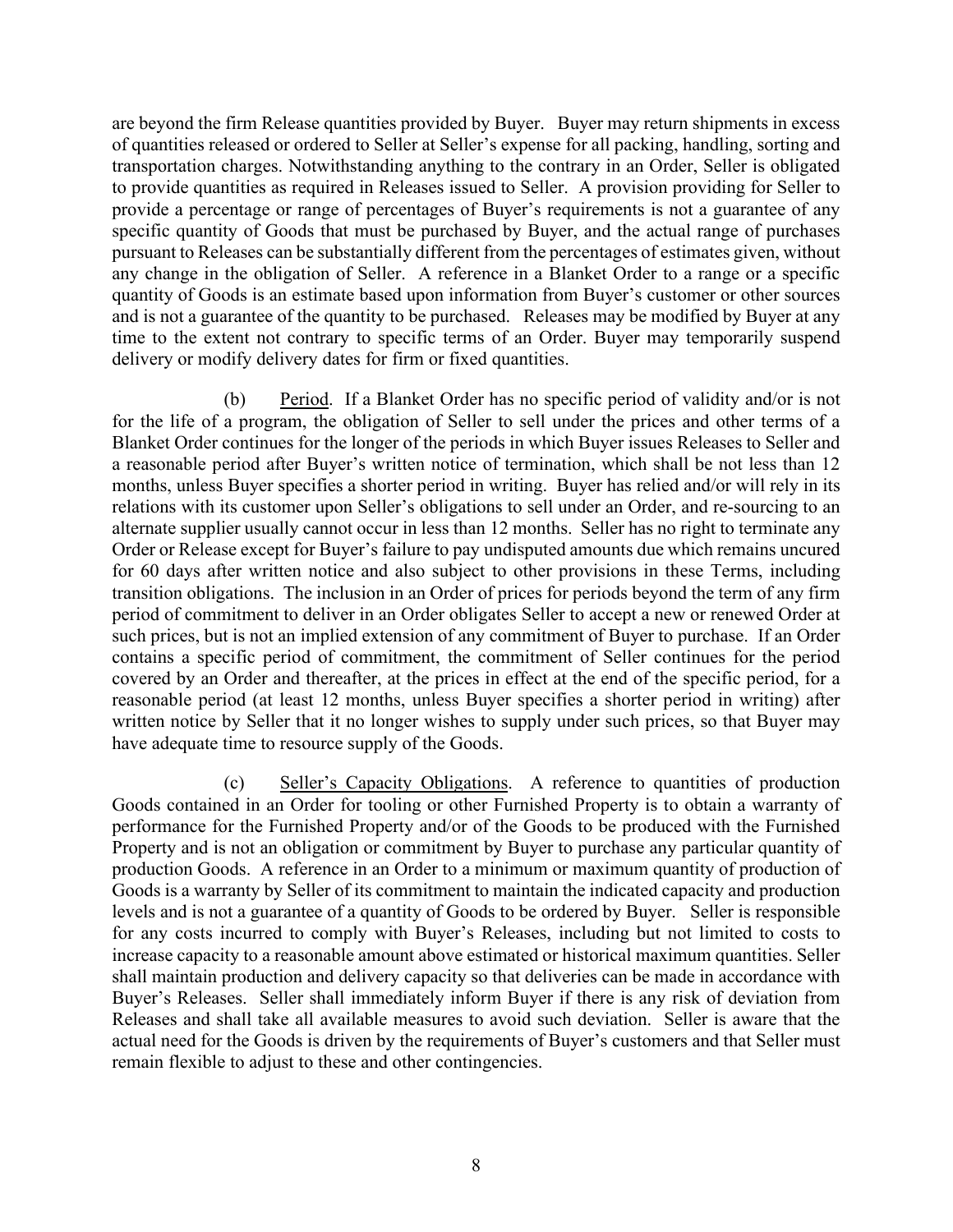are beyond the firm Release quantities provided by Buyer. Buyer may return shipments in excess of quantities released or ordered to Seller at Seller's expense for all packing, handling, sorting and transportation charges. Notwithstanding anything to the contrary in an Order, Seller is obligated to provide quantities as required in Releases issued to Seller. A provision providing for Seller to provide a percentage or range of percentages of Buyer's requirements is not a guarantee of any specific quantity of Goods that must be purchased by Buyer, and the actual range of purchases pursuant to Releases can be substantially different from the percentages of estimates given, without any change in the obligation of Seller. A reference in a Blanket Order to a range or a specific quantity of Goods is an estimate based upon information from Buyer's customer or other sources and is not a guarantee of the quantity to be purchased. Releases may be modified by Buyer at any time to the extent not contrary to specific terms of an Order. Buyer may temporarily suspend delivery or modify delivery dates for firm or fixed quantities.

(b) Period. If a Blanket Order has no specific period of validity and/or is not for the life of a program, the obligation of Seller to sell under the prices and other terms of a Blanket Order continues for the longer of the periods in which Buyer issues Releases to Seller and a reasonable period after Buyer's written notice of termination, which shall be not less than 12 months, unless Buyer specifies a shorter period in writing. Buyer has relied and/or will rely in its relations with its customer upon Seller's obligations to sell under an Order, and re-sourcing to an alternate supplier usually cannot occur in less than 12 months. Seller has no right to terminate any Order or Release except for Buyer's failure to pay undisputed amounts due which remains uncured for 60 days after written notice and also subject to other provisions in these Terms, including transition obligations. The inclusion in an Order of prices for periods beyond the term of any firm period of commitment to deliver in an Order obligates Seller to accept a new or renewed Order at such prices, but is not an implied extension of any commitment of Buyer to purchase. If an Order contains a specific period of commitment, the commitment of Seller continues for the period covered by an Order and thereafter, at the prices in effect at the end of the specific period, for a reasonable period (at least 12 months, unless Buyer specifies a shorter period in writing) after written notice by Seller that it no longer wishes to supply under such prices, so that Buyer may have adequate time to resource supply of the Goods.

(c) Seller's Capacity Obligations. A reference to quantities of production Goods contained in an Order for tooling or other Furnished Property is to obtain a warranty of performance for the Furnished Property and/or of the Goods to be produced with the Furnished Property and is not an obligation or commitment by Buyer to purchase any particular quantity of production Goods. A reference in an Order to a minimum or maximum quantity of production of Goods is a warranty by Seller of its commitment to maintain the indicated capacity and production levels and is not a guarantee of a quantity of Goods to be ordered by Buyer. Seller is responsible for any costs incurred to comply with Buyer's Releases, including but not limited to costs to increase capacity to a reasonable amount above estimated or historical maximum quantities. Seller shall maintain production and delivery capacity so that deliveries can be made in accordance with Buyer's Releases. Seller shall immediately inform Buyer if there is any risk of deviation from Releases and shall take all available measures to avoid such deviation. Seller is aware that the actual need for the Goods is driven by the requirements of Buyer's customers and that Seller must remain flexible to adjust to these and other contingencies.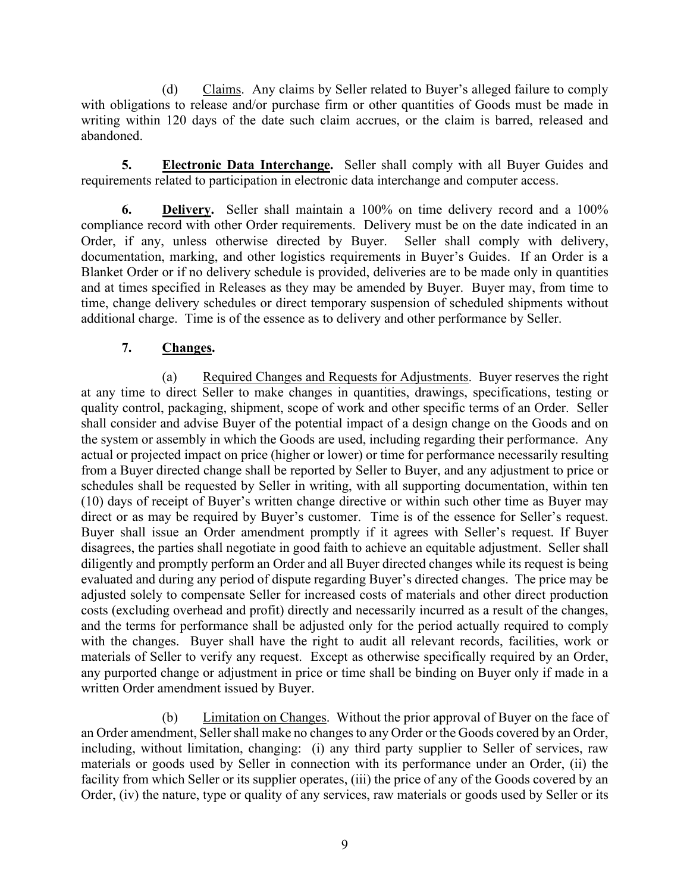(d) Claims. Any claims by Seller related to Buyer's alleged failure to comply with obligations to release and/or purchase firm or other quantities of Goods must be made in writing within 120 days of the date such claim accrues, or the claim is barred, released and abandoned.

**5. Electronic Data Interchange.** Seller shall comply with all Buyer Guides and requirements related to participation in electronic data interchange and computer access.

**6. Delivery.** Seller shall maintain a 100% on time delivery record and a 100% compliance record with other Order requirements. Delivery must be on the date indicated in an Order, if any, unless otherwise directed by Buyer. Seller shall comply with delivery, documentation, marking, and other logistics requirements in Buyer's Guides. If an Order is a Blanket Order or if no delivery schedule is provided, deliveries are to be made only in quantities and at times specified in Releases as they may be amended by Buyer. Buyer may, from time to time, change delivery schedules or direct temporary suspension of scheduled shipments without additional charge. Time is of the essence as to delivery and other performance by Seller.

**7. Changes.**

(a) Required Changes and Requests for Adjustments. Buyer reserves the right at any time to direct Seller to make changes in quantities, drawings, specifications, testing or quality control, packaging, shipment, scope of work and other specific terms of an Order. Seller shall consider and advise Buyer of the potential impact of a design change on the Goods and on the system or assembly in which the Goods are used, including regarding their performance. Any actual or projected impact on price (higher or lower) or time for performance necessarily resulting from a Buyer directed change shall be reported by Seller to Buyer, and any adjustment to price or schedules shall be requested by Seller in writing, with all supporting documentation, within ten (10) days of receipt of Buyer's written change directive or within such other time as Buyer may direct or as may be required by Buyer's customer. Time is of the essence for Seller's request. Buyer shall issue an Order amendment promptly if it agrees with Seller's request. If Buyer disagrees, the parties shall negotiate in good faith to achieve an equitable adjustment. Seller shall diligently and promptly perform an Order and all Buyer directed changes while its request is being evaluated and during any period of dispute regarding Buyer's directed changes. The price may be adjusted solely to compensate Seller for increased costs of materials and other direct production costs (excluding overhead and profit) directly and necessarily incurred as a result of the changes, and the terms for performance shall be adjusted only for the period actually required to comply with the changes. Buyer shall have the right to audit all relevant records, facilities, work or materials of Seller to verify any request. Except as otherwise specifically required by an Order, any purported change or adjustment in price or time shall be binding on Buyer only if made in a written Order amendment issued by Buyer.

(b) Limitation on Changes. Without the prior approval of Buyer on the face of an Order amendment, Seller shall make no changes to any Order or the Goods covered by an Order, including, without limitation, changing: (i) any third party supplier to Seller of services, raw materials or goods used by Seller in connection with its performance under an Order, (ii) the facility from which Seller or its supplier operates, (iii) the price of any of the Goods covered by an Order, (iv) the nature, type or quality of any services, raw materials or goods used by Seller or its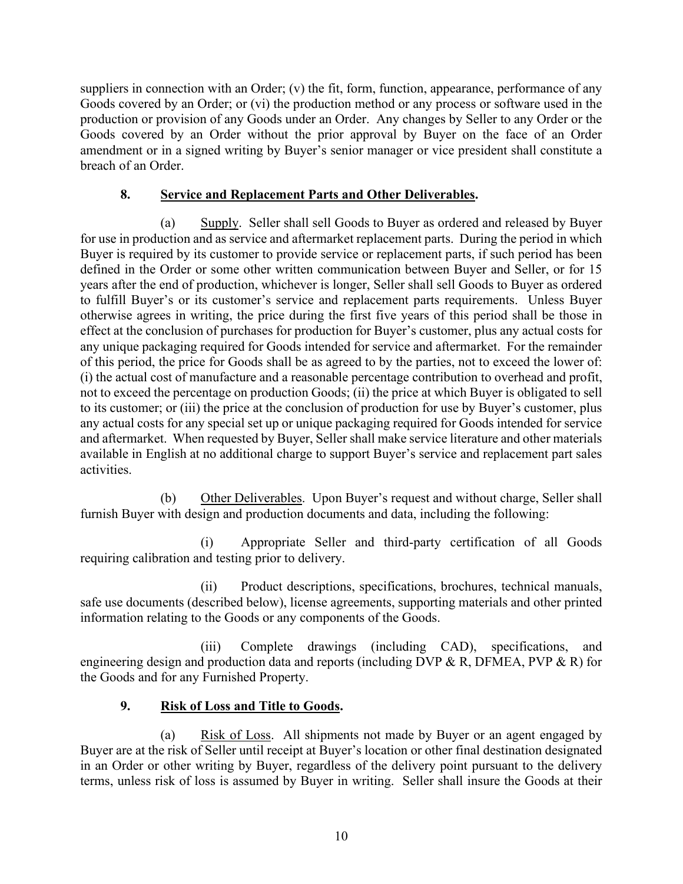suppliers in connection with an Order; (v) the fit, form, function, appearance, performance of any Goods covered by an Order; or (vi) the production method or any process or software used in the production or provision of any Goods under an Order. Any changes by Seller to any Order or the Goods covered by an Order without the prior approval by Buyer on the face of an Order amendment or in a signed writing by Buyer's senior manager or vice president shall constitute a breach of an Order.

## 8. Service and Replacement Parts and Other Deliverables.

(a) Supply. Seller shall sell Goods to Buyer as ordered and released by Buyer for use in production and as service and aftermarket replacement parts. During the period in which Buyer is required by its customer to provide service or replacement parts, if such period has been defined in the Order or some other written communication between Buyer and Seller, or for 15 years after the end of production, whichever is longer, Seller shall sell Goods to Buyer as ordered to fulfill Buyer's or its customer's service and replacement parts requirements. Unless Buyer otherwise agrees in writing, the price during the first five years of this period shall be those in effect at the conclusion of purchases for production for Buyer's customer, plus any actual costs for any unique packaging required for Goods intended for service and aftermarket. For the remainder of this period, the price for Goods shall be as agreed to by the parties, not to exceed the lower of: (i) the actual cost of manufacture and a reasonable percentage contribution to overhead and profit, not to exceed the percentage on production Goods; (ii) the price at which Buyer is obligated to sell to its customer; or (iii) the price at the conclusion of production for use by Buyer's customer, plus any actual costs for any special set up or unique packaging required for Goods intended for service and aftermarket. When requested by Buyer, Seller shall make service literature and other materials available in English at no additional charge to support Buyer's service and replacement part sales activities.

(b) Other Deliverables. Upon Buyer's request and without charge, Seller shall furnish Buyer with design and production documents and data, including the following:

(i) Appropriate Seller and third-party certification of all Goods requiring calibration and testing prior to delivery.

(ii) Product descriptions, specifications, brochures, technical manuals, safe use documents (described below), license agreements, supporting materials and other printed information relating to the Goods or any components of the Goods.

(iii) Complete drawings (including CAD), specifications, and engineering design and production data and reports (including DVP & R, DFMEA, PVP & R) for the Goods and for any Furnished Property.

## 9. Risk of Loss and Title to Goods.

(a) Risk of Loss. All shipments not made by Buyer or an agent engaged by Buyer are at the risk of Seller until receipt at Buyer's location or other final destination designated in an Order or other writing by Buyer, regardless of the delivery point pursuant to the delivery terms, unless risk of loss is assumed by Buyer in writing. Seller shall insure the Goods at their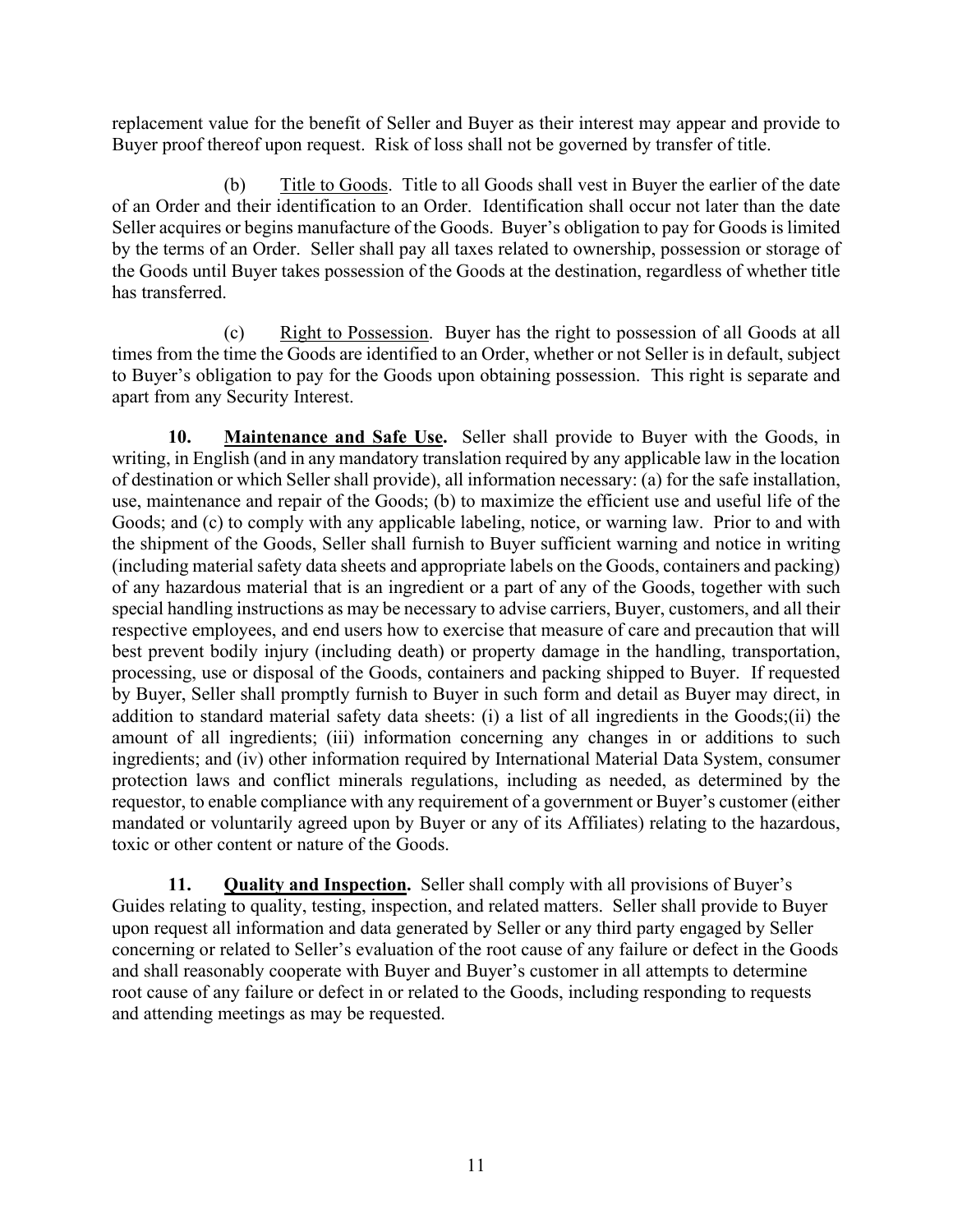replacement value for the benefit of Seller and Buyer as their interest may appear and provide to Buyer proof thereof upon request. Risk of loss shall not be governed by transfer of title.

(b) Title to Goods. Title to all Goods shall vest in Buyer the earlier of the date of an Order and their identification to an Order. Identification shall occur not later than the date Seller acquires or begins manufacture of the Goods. Buyer's obligation to pay for Goods is limited by the terms of an Order. Seller shall pay all taxes related to ownership, possession or storage of the Goods until Buyer takes possession of the Goods at the destination, regardless of whether title has transferred.

(c) Right to Possession. Buyer has the right to possession of all Goods at all times from the time the Goods are identified to an Order, whether or not Seller is in default, subject to Buyer's obligation to pay for the Goods upon obtaining possession. This right is separate and apart from any Security Interest.

**10. Maintenance and Safe Use.** Seller shall provide to Buyer with the Goods, in writing, in English (and in any mandatory translation required by any applicable law in the location of destination or which Seller shall provide), all information necessary: (a) for the safe installation, use, maintenance and repair of the Goods; (b) to maximize the efficient use and useful life of the Goods; and (c) to comply with any applicable labeling, notice, or warning law. Prior to and with the shipment of the Goods, Seller shall furnish to Buyer sufficient warning and notice in writing (including material safety data sheets and appropriate labels on the Goods, containers and packing) of any hazardous material that is an ingredient or a part of any of the Goods, together with such special handling instructions as may be necessary to advise carriers, Buyer, customers, and all their respective employees, and end users how to exercise that measure of care and precaution that will best prevent bodily injury (including death) or property damage in the handling, transportation, processing, use or disposal of the Goods, containers and packing shipped to Buyer. If requested by Buyer, Seller shall promptly furnish to Buyer in such form and detail as Buyer may direct, in addition to standard material safety data sheets: (i) a list of all ingredients in the Goods;(ii) the amount of all ingredients; (iii) information concerning any changes in or additions to such ingredients; and (iv) other information required by International Material Data System, consumer protection laws and conflict minerals regulations, including as needed, as determined by the requestor, to enable compliance with any requirement of a government or Buyer's customer (either mandated or voluntarily agreed upon by Buyer or any of its Affiliates) relating to the hazardous, toxic or other content or nature of the Goods.

**11. Quality and Inspection.** Seller shall comply with all provisions of Buyer's Guides relating to quality, testing, inspection, and related matters. Seller shall provide to Buyer upon request all information and data generated by Seller or any third party engaged by Seller concerning or related to Seller's evaluation of the root cause of any failure or defect in the Goods and shall reasonably cooperate with Buyer and Buyer's customer in all attempts to determine root cause of any failure or defect in or related to the Goods, including responding to requests and attending meetings as may be requested.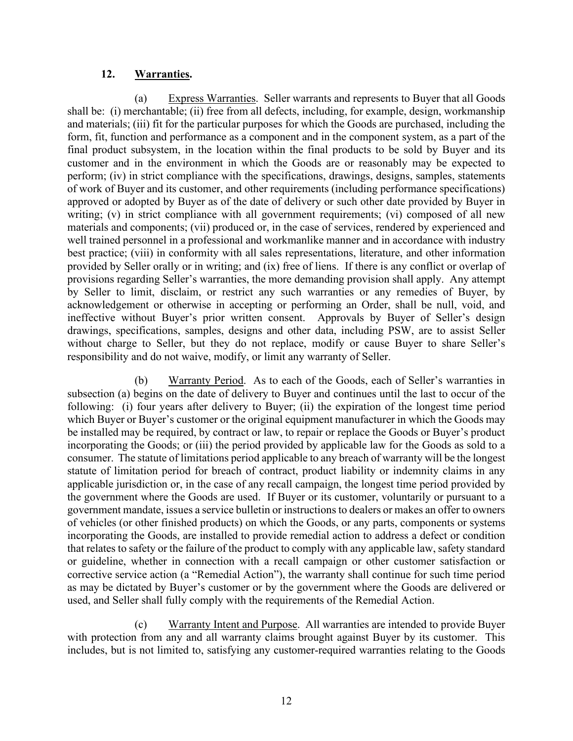## 12. **Warranties.**

(a) Express Warranties. Seller warrants and represents to Buyer that all Goods shall be: (i) merchantable; (ii) free from all defects, including, for example, design, workmanship and materials; (iii) fit for the particular purposes for which the Goods are purchased, including the form, fit, function and performance as a component and in the component system, as a part of the final product subsystem, in the location within the final products to be sold by Buyer and its customer and in the environment in which the Goods are or reasonably may be expected to perform; (iv) in strict compliance with the specifications, drawings, designs, samples, statements of work of Buyer and its customer, and other requirements (including performance specifications) approved or adopted by Buyer as of the date of delivery or such other date provided by Buyer in writing; (v) in strict compliance with all government requirements; (vi) composed of all new materials and components; (vii) produced or, in the case of services, rendered by experienced and well trained personnel in a professional and workmanlike manner and in accordance with industry best practice; (viii) in conformity with all sales representations, literature, and other information provided by Seller orally or in writing; and (ix) free of liens. If there is any conflict or overlap of provisions regarding Seller's warranties, the more demanding provision shall apply. Any attempt by Seller to limit, disclaim, or restrict any such warranties or any remedies of Buyer, by acknowledgement or otherwise in accepting or performing an Order, shall be null, void, and ineffective without Buyer's prior written consent. Approvals by Buyer of Seller's design drawings, specifications, samples, designs and other data, including PSW, are to assist Seller without charge to Seller, but they do not replace, modify or cause Buyer to share Seller's responsibility and do not waive, modify, or limit any warranty of Seller.

(b) Warranty Period. As to each of the Goods, each of Seller's warranties in subsection (a) begins on the date of delivery to Buyer and continues until the last to occur of the following: (i) four years after delivery to Buyer; (ii) the expiration of the longest time period which Buyer or Buyer's customer or the original equipment manufacturer in which the Goods may be installed may be required, by contract or law, to repair or replace the Goods or Buyer's product incorporating the Goods; or (iii) the period provided by applicable law for the Goods as sold to a consumer. The statute of limitations period applicable to any breach of warranty will be the longest statute of limitation period for breach of contract, product liability or indemnity claims in any applicable jurisdiction or, in the case of any recall campaign, the longest time period provided by the government where the Goods are used. If Buyer or its customer, voluntarily or pursuant to a government mandate, issues a service bulletin or instructions to dealers or makes an offer to owners of vehicles (or other finished products) on which the Goods, or any parts, components or systems incorporating the Goods, are installed to provide remedial action to address a defect or condition that relates to safety or the failure of the product to comply with any applicable law, safety standard or guideline, whether in connection with a recall campaign or other customer satisfaction or corrective service action (a "Remedial Action"), the warranty shall continue for such time period as may be dictated by Buyer's customer or by the government where the Goods are delivered or used, and Seller shall fully comply with the requirements of the Remedial Action.

(c) Warranty Intent and Purpose. All warranties are intended to provide Buyer with protection from any and all warranty claims brought against Buyer by its customer. This includes, but is not limited to, satisfying any customer-required warranties relating to the Goods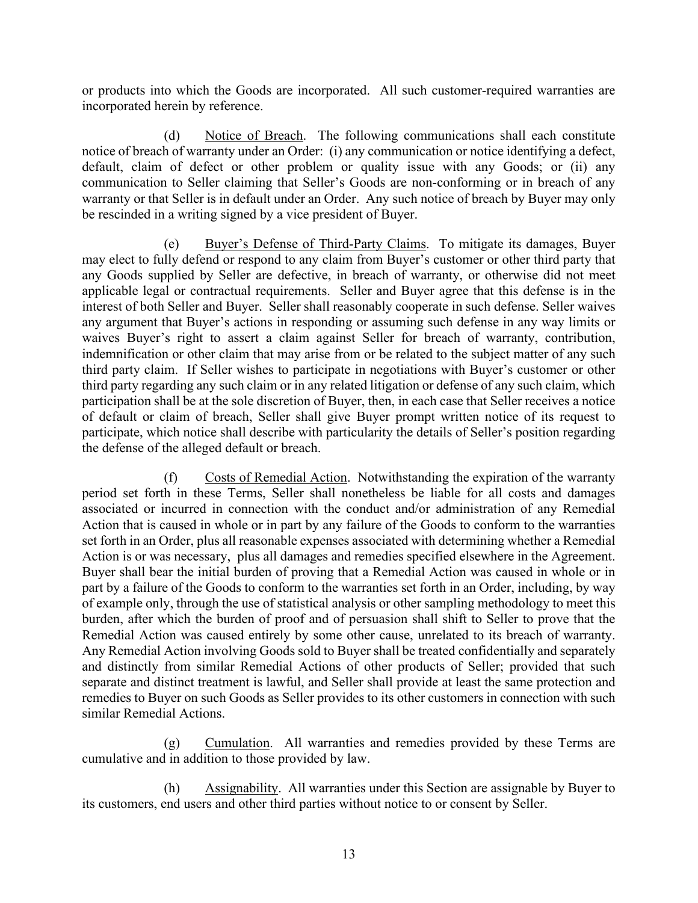or products into which the Goods are incorporated. All such customer-required warranties are incorporated herein by reference.

(d) Notice of Breach. The following communications shall each constitute notice of breach of warranty under an Order: (i) any communication or notice identifying a defect, default, claim of defect or other problem or quality issue with any Goods; or (ii) any communication to Seller claiming that Seller's Goods are non-conforming or in breach of any warranty or that Seller is in default under an Order. Any such notice of breach by Buyer may only be rescinded in a writing signed by a vice president of Buyer.

(e) Buyer's Defense of Third-Party Claims. To mitigate its damages, Buyer may elect to fully defend or respond to any claim from Buyer's customer or other third party that any Goods supplied by Seller are defective, in breach of warranty, or otherwise did not meet applicable legal or contractual requirements. Seller and Buyer agree that this defense is in the interest of both Seller and Buyer. Seller shall reasonably cooperate in such defense. Seller waives any argument that Buyer's actions in responding or assuming such defense in any way limits or waives Buyer's right to assert a claim against Seller for breach of warranty, contribution, indemnification or other claim that may arise from or be related to the subject matter of any such third party claim. If Seller wishes to participate in negotiations with Buyer's customer or other third party regarding any such claim or in any related litigation or defense of any such claim, which participation shall be at the sole discretion of Buyer, then, in each case that Seller receives a notice of default or claim of breach, Seller shall give Buyer prompt written notice of its request to participate, which notice shall describe with particularity the details of Seller's position regarding the defense of the alleged default or breach.

(f) Costs of Remedial Action. Notwithstanding the expiration of the warranty period set forth in these Terms, Seller shall nonetheless be liable for all costs and damages associated or incurred in connection with the conduct and/or administration of any Remedial Action that is caused in whole or in part by any failure of the Goods to conform to the warranties set forth in an Order, plus all reasonable expenses associated with determining whether a Remedial Action is or was necessary, plus all damages and remedies specified elsewhere in the Agreement. Buyer shall bear the initial burden of proving that a Remedial Action was caused in whole or in part by a failure of the Goods to conform to the warranties set forth in an Order, including, by way of example only, through the use of statistical analysis or other sampling methodology to meet this burden, after which the burden of proof and of persuasion shall shift to Seller to prove that the Remedial Action was caused entirely by some other cause, unrelated to its breach of warranty. Any Remedial Action involving Goods sold to Buyer shall be treated confidentially and separately and distinctly from similar Remedial Actions of other products of Seller; provided that such separate and distinct treatment is lawful, and Seller shall provide at least the same protection and remedies to Buyer on such Goods as Seller provides to its other customers in connection with such similar Remedial Actions.

(g) Cumulation. All warranties and remedies provided by these Terms are cumulative and in addition to those provided by law.

(h) Assignability. All warranties under this Section are assignable by Buyer to its customers, end users and other third parties without notice to or consent by Seller.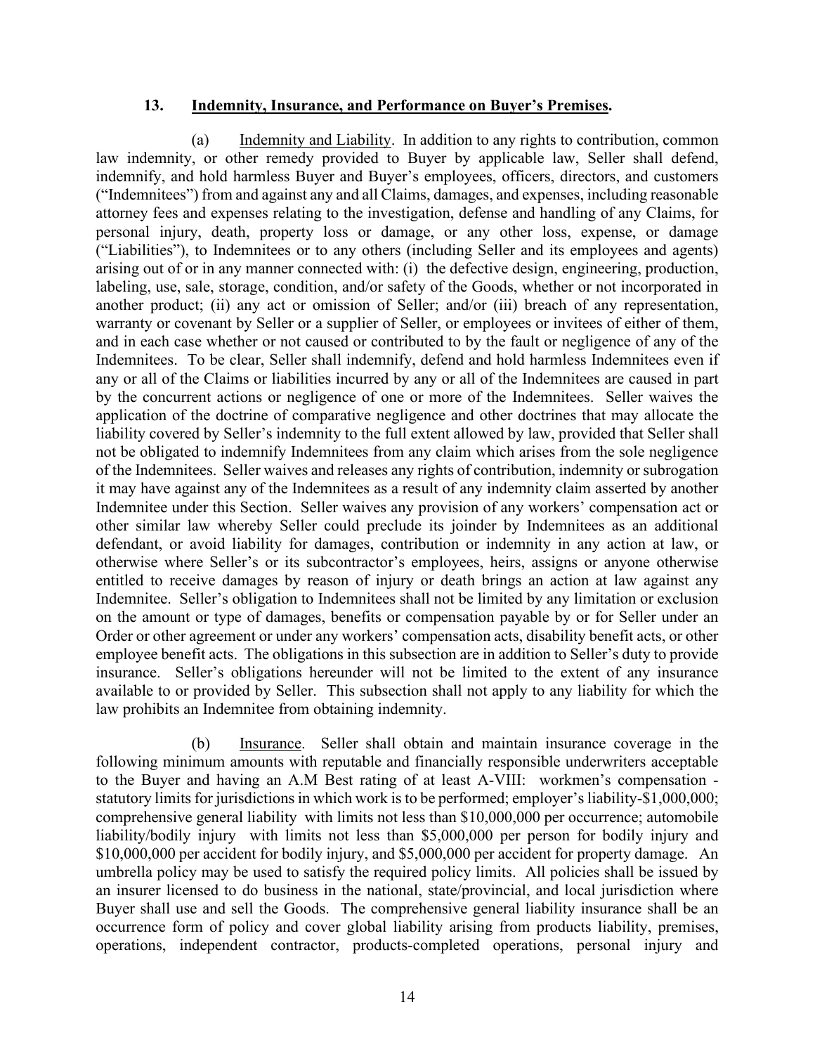**13. Indemnity, Insurance, and Performance on Buyer's Premises.**

(a) Indemnity and Liability. In addition to any rights to contribution, common law indemnity, or other remedy provided to Buyer by applicable law, Seller shall defend, indemnify, and hold harmless Buyer and Buyer's employees, officers, directors, and customers ("Indemnitees") from and against any and all Claims, damages, and expenses, including reasonable attorney fees and expenses relating to the investigation, defense and handling of any Claims, for personal injury, death, property loss or damage, or any other loss, expense, or damage ("Liabilities"), to Indemnitees or to any others (including Seller and its employees and agents) arising out of or in any manner connected with: (i) the defective design, engineering, production, labeling, use, sale, storage, condition, and/or safety of the Goods, whether or not incorporated in another product; (ii) any act or omission of Seller; and/or (iii) breach of any representation, warranty or covenant by Seller or a supplier of Seller, or employees or invitees of either of them, and in each case whether or not caused or contributed to by the fault or negligence of any of the Indemnitees. To be clear, Seller shall indemnify, defend and hold harmless Indemnitees even if any or all of the Claims or liabilities incurred by any or all of the Indemnitees are caused in part by the concurrent actions or negligence of one or more of the Indemnitees. Seller waives the application of the doctrine of comparative negligence and other doctrines that may allocate the liability covered by Seller's indemnity to the full extent allowed by law, provided that Seller shall not be obligated to indemnify Indemnitees from any claim which arises from the sole negligence of the Indemnitees. Seller waives and releases any rights of contribution, indemnity or subrogation it may have against any of the Indemnitees as a result of any indemnity claim asserted by another Indemnitee under this Section. Seller waives any provision of any workers' compensation act or other similar law whereby Seller could preclude its joinder by Indemnitees as an additional defendant, or avoid liability for damages, contribution or indemnity in any action at law, or otherwise where Seller's or its subcontractor's employees, heirs, assigns or anyone otherwise entitled to receive damages by reason of injury or death brings an action at law against any Indemnitee. Seller's obligation to Indemnitees shall not be limited by any limitation or exclusion on the amount or type of damages, benefits or compensation payable by or for Seller under an Order or other agreement or under any workers' compensation acts, disability benefit acts, or other employee benefit acts. The obligations in this subsection are in addition to Seller's duty to provide insurance. Seller's obligations hereunder will not be limited to the extent of any insurance available to or provided by Seller. This subsection shall not apply to any liability for which the law prohibits an Indemnitee from obtaining indemnity.

(b) Insurance. Seller shall obtain and maintain insurance coverage in the following minimum amounts with reputable and financially responsible underwriters acceptable to the Buyer and having an A.M Best rating of at least A-VIII: workmen's compensation - statutory limits for jurisdictions in which work is to be performed; employer's liability-$1,000,000; comprehensive general liability with limits not less than $10,000,000 per occurrence; automobile liability/bodily injury with limits not less than $5,000,000 per person for bodily injury and $10,000,000 per accident for bodily injury, and $5,000,000 per accident for property damage. An umbrella policy may be used to satisfy the required policy limits. All policies shall be issued by an insurer licensed to do business in the national, state/provincial, and local jurisdiction where Buyer shall use and sell the Goods. The comprehensive general liability insurance shall be an occurrence form of policy and cover global liability arising from products liability, premises, operations, independent contractor, products-completed operations, personal injury and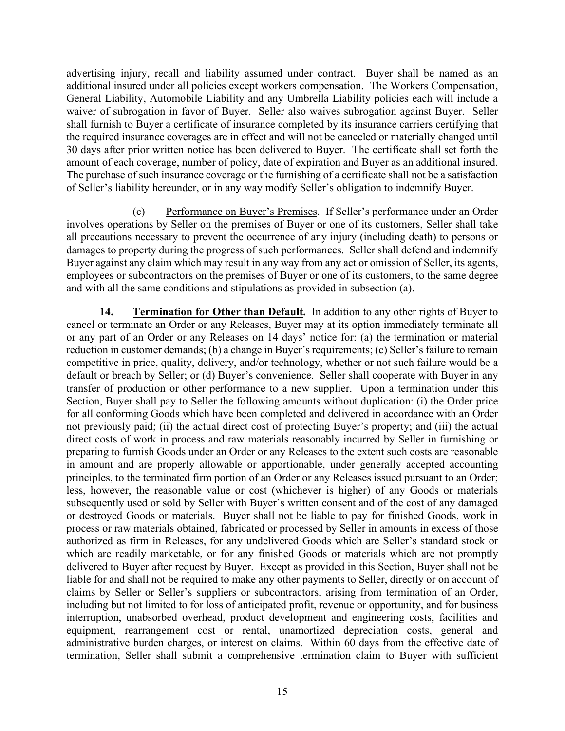advertising injury, recall and liability assumed under contract. Buyer shall be named as an additional insured under all policies except workers compensation. The Workers Compensation, General Liability, Automobile Liability and any Umbrella Liability policies each will include a waiver of subrogation in favor of Buyer. Seller also waives subrogation against Buyer. Seller shall furnish to Buyer a certificate of insurance completed by its insurance carriers certifying that the required insurance coverages are in effect and will not be canceled or materially changed until 30 days after prior written notice has been delivered to Buyer. The certificate shall set forth the amount of each coverage, number of policy, date of expiration and Buyer as an additional insured. The purchase of such insurance coverage or the furnishing of a certificate shall not be a satisfaction of Seller's liability hereunder, or in any way modify Seller's obligation to indemnify Buyer.

(c) Performance on Buyer's Premises. If Seller's performance under an Order involves operations by Seller on the premises of Buyer or one of its customers, Seller shall take all precautions necessary to prevent the occurrence of any injury (including death) to persons or damages to property during the progress of such performances. Seller shall defend and indemnify Buyer against any claim which may result in any way from any act or omission of Seller, its agents, employees or subcontractors on the premises of Buyer or one of its customers, to the same degree and with all the same conditions and stipulations as provided in subsection (a).

**14. Termination for Other than Default.** In addition to any other rights of Buyer to cancel or terminate an Order or any Releases, Buyer may at its option immediately terminate all or any part of an Order or any Releases on 14 days' notice for: (a) the termination or material reduction in customer demands; (b) a change in Buyer's requirements; (c) Seller's failure to remain competitive in price, quality, delivery, and/or technology, whether or not such failure would be a default or breach by Seller; or (d) Buyer's convenience. Seller shall cooperate with Buyer in any transfer of production or other performance to a new supplier. Upon a termination under this Section, Buyer shall pay to Seller the following amounts without duplication: (i) the Order price for all conforming Goods which have been completed and delivered in accordance with an Order not previously paid; (ii) the actual direct cost of protecting Buyer's property; and (iii) the actual direct costs of work in process and raw materials reasonably incurred by Seller in furnishing or preparing to furnish Goods under an Order or any Releases to the extent such costs are reasonable in amount and are properly allowable or apportionable, under generally accepted accounting principles, to the terminated firm portion of an Order or any Releases issued pursuant to an Order; less, however, the reasonable value or cost (whichever is higher) of any Goods or materials subsequently used or sold by Seller with Buyer's written consent and of the cost of any damaged or destroyed Goods or materials. Buyer shall not be liable to pay for finished Goods, work in process or raw materials obtained, fabricated or processed by Seller in amounts in excess of those authorized as firm in Releases, for any undelivered Goods which are Seller's standard stock or which are readily marketable, or for any finished Goods or materials which are not promptly delivered to Buyer after request by Buyer. Except as provided in this Section, Buyer shall not be liable for and shall not be required to make any other payments to Seller, directly or on account of claims by Seller or Seller's suppliers or subcontractors, arising from termination of an Order, including but not limited to for loss of anticipated profit, revenue or opportunity, and for business interruption, unabsorbed overhead, product development and engineering costs, facilities and equipment, rearrangement cost or rental, unamortized depreciation costs, general and administrative burden charges, or interest on claims. Within 60 days from the effective date of termination, Seller shall submit a comprehensive termination claim to Buyer with sufficient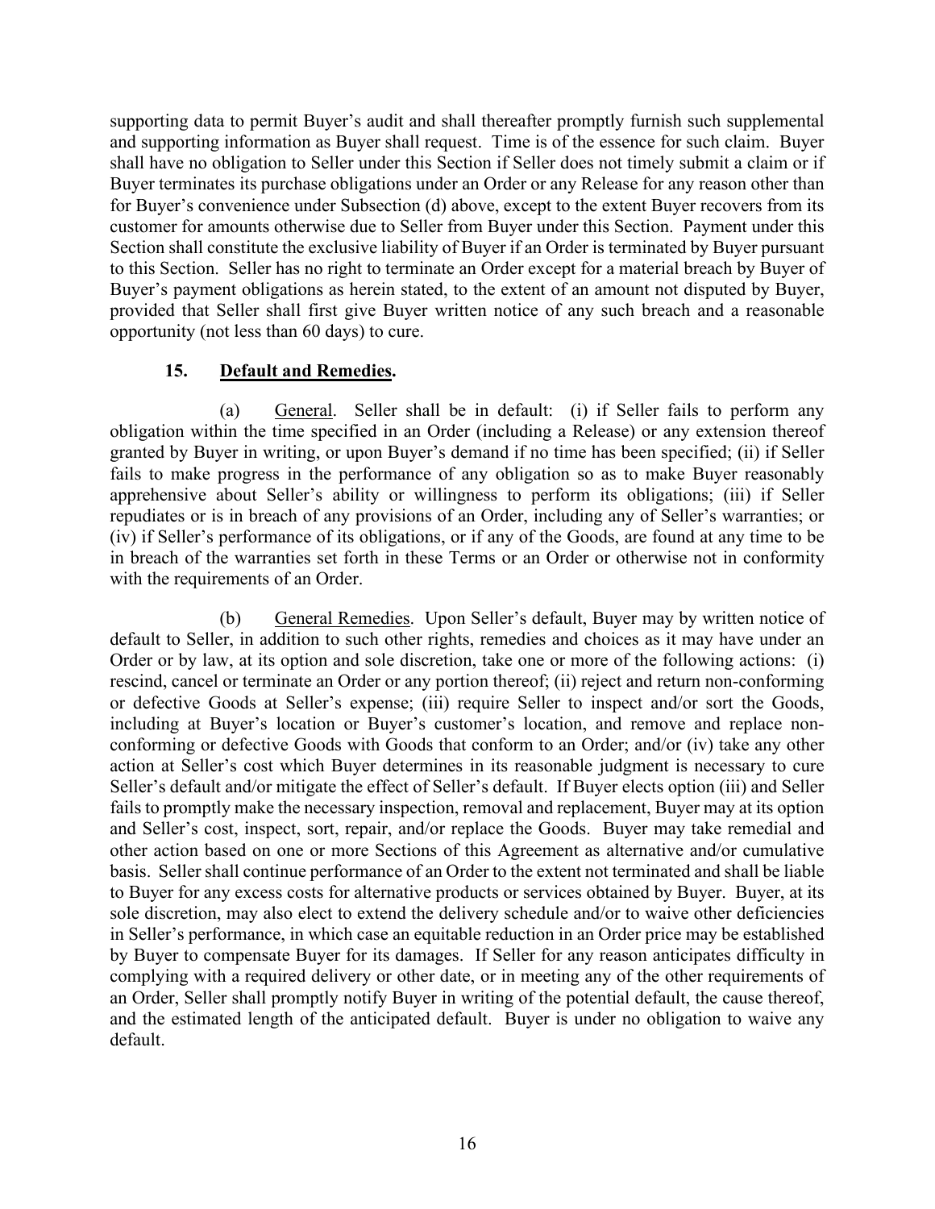supporting data to permit Buyer's audit and shall thereafter promptly furnish such supplemental and supporting information as Buyer shall request. Time is of the essence for such claim. Buyer shall have no obligation to Seller under this Section if Seller does not timely submit a claim or if Buyer terminates its purchase obligations under an Order or any Release for any reason other than for Buyer's convenience under Subsection (d) above, except to the extent Buyer recovers from its customer for amounts otherwise due to Seller from Buyer under this Section. Payment under this Section shall constitute the exclusive liability of Buyer if an Order is terminated by Buyer pursuant to this Section. Seller has no right to terminate an Order except for a material breach by Buyer of Buyer's payment obligations as herein stated, to the extent of an amount not disputed by Buyer, provided that Seller shall first give Buyer written notice of any such breach and a reasonable opportunity (not less than 60 days) to cure.

**15. Default and Remedies.**

(a) General. Seller shall be in default: (i) if Seller fails to perform any obligation within the time specified in an Order (including a Release) or any extension thereof granted by Buyer in writing, or upon Buyer's demand if no time has been specified; (ii) if Seller fails to make progress in the performance of any obligation so as to make Buyer reasonably apprehensive about Seller's ability or willingness to perform its obligations; (iii) if Seller repudiates or is in breach of any provisions of an Order, including any of Seller's warranties; or (iv) if Seller's performance of its obligations, or if any of the Goods, are found at any time to be in breach of the warranties set forth in these Terms or an Order or otherwise not in conformity with the requirements of an Order.

(b) General Remedies. Upon Seller's default, Buyer may by written notice of default to Seller, in addition to such other rights, remedies and choices as it may have under an Order or by law, at its option and sole discretion, take one or more of the following actions: (i) rescind, cancel or terminate an Order or any portion thereof; (ii) reject and return non-conforming or defective Goods at Seller's expense; (iii) require Seller to inspect and/or sort the Goods, including at Buyer's location or Buyer's customer's location, and remove and replace non-conforming or defective Goods with Goods that conform to an Order; and/or (iv) take any other action at Seller's cost which Buyer determines in its reasonable judgment is necessary to cure Seller's default and/or mitigate the effect of Seller's default. If Buyer elects option (iii) and Seller fails to promptly make the necessary inspection, removal and replacement, Buyer may at its option and Seller's cost, inspect, sort, repair, and/or replace the Goods. Buyer may take remedial and other action based on one or more Sections of this Agreement as alternative and/or cumulative basis. Seller shall continue performance of an Order to the extent not terminated and shall be liable to Buyer for any excess costs for alternative products or services obtained by Buyer. Buyer, at its sole discretion, may also elect to extend the delivery schedule and/or to waive other deficiencies in Seller's performance, in which case an equitable reduction in an Order price may be established by Buyer to compensate Buyer for its damages. If Seller for any reason anticipates difficulty in complying with a required delivery or other date, or in meeting any of the other requirements of an Order, Seller shall promptly notify Buyer in writing of the potential default, the cause thereof, and the estimated length of the anticipated default. Buyer is under no obligation to waive any default.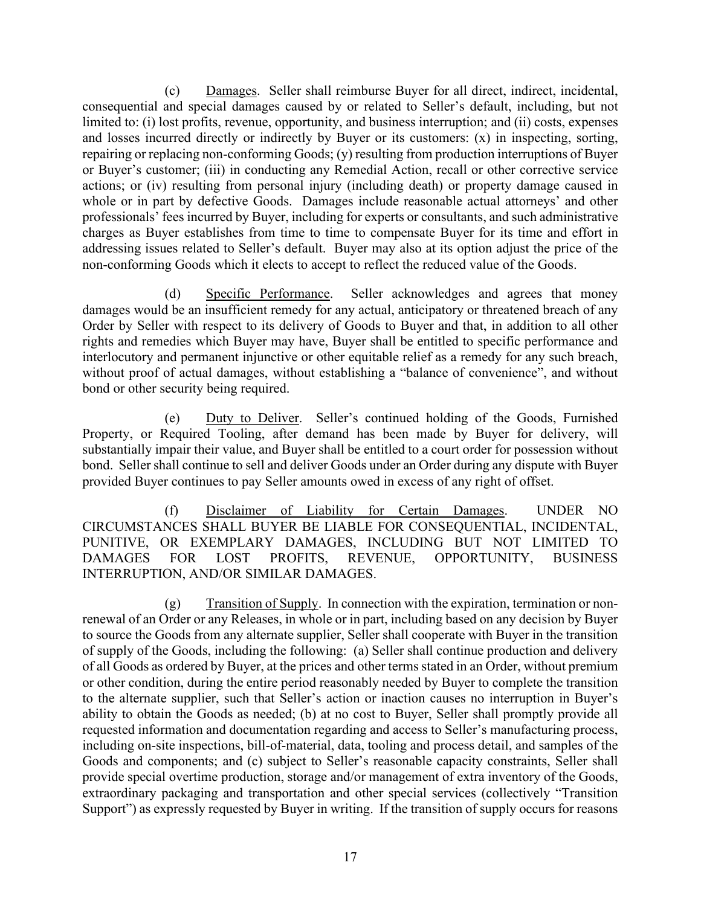(c) Damages. Seller shall reimburse Buyer for all direct, indirect, incidental, consequential and special damages caused by or related to Seller's default, including, but not limited to: (i) lost profits, revenue, opportunity, and business interruption; and (ii) costs, expenses and losses incurred directly or indirectly by Buyer or its customers: (x) in inspecting, sorting, repairing or replacing non-conforming Goods; (y) resulting from production interruptions of Buyer or Buyer's customer; (iii) in conducting any Remedial Action, recall or other corrective service actions; or (iv) resulting from personal injury (including death) or property damage caused in whole or in part by defective Goods. Damages include reasonable actual attorneys' and other professionals' fees incurred by Buyer, including for experts or consultants, and such administrative charges as Buyer establishes from time to time to compensate Buyer for its time and effort in addressing issues related to Seller's default. Buyer may also at its option adjust the price of the non-conforming Goods which it elects to accept to reflect the reduced value of the Goods.

(d) Specific Performance. Seller acknowledges and agrees that money damages would be an insufficient remedy for any actual, anticipatory or threatened breach of any Order by Seller with respect to its delivery of Goods to Buyer and that, in addition to all other rights and remedies which Buyer may have, Buyer shall be entitled to specific performance and interlocutory and permanent injunctive or other equitable relief as a remedy for any such breach, without proof of actual damages, without establishing a "balance of convenience", and without bond or other security being required.

(e) Duty to Deliver. Seller's continued holding of the Goods, Furnished Property, or Required Tooling, after demand has been made by Buyer for delivery, will substantially impair their value, and Buyer shall be entitled to a court order for possession without bond. Seller shall continue to sell and deliver Goods under an Order during any dispute with Buyer provided Buyer continues to pay Seller amounts owed in excess of any right of offset.

(f) Disclaimer of Liability for Certain Damages. UNDER NO CIRCUMSTANCES SHALL BUYER BE LIABLE FOR CONSEQUENTIAL, INCIDENTAL, PUNITIVE, OR EXEMPLARY DAMAGES, INCLUDING BUT NOT LIMITED TO DAMAGES FOR LOST PROFITS, REVENUE, OPPORTUNITY, BUSINESS INTERRUPTION, AND/OR SIMILAR DAMAGES.

(g) Transition of Supply. In connection with the expiration, termination or non-renewal of an Order or any Releases, in whole or in part, including based on any decision by Buyer to source the Goods from any alternate supplier, Seller shall cooperate with Buyer in the transition of supply of the Goods, including the following: (a) Seller shall continue production and delivery of all Goods as ordered by Buyer, at the prices and other terms stated in an Order, without premium or other condition, during the entire period reasonably needed by Buyer to complete the transition to the alternate supplier, such that Seller's action or inaction causes no interruption in Buyer's ability to obtain the Goods as needed; (b) at no cost to Buyer, Seller shall promptly provide all requested information and documentation regarding and access to Seller's manufacturing process, including on-site inspections, bill-of-material, data, tooling and process detail, and samples of the Goods and components; and (c) subject to Seller's reasonable capacity constraints, Seller shall provide special overtime production, storage and/or management of extra inventory of the Goods, extraordinary packaging and transportation and other special services (collectively "Transition Support") as expressly requested by Buyer in writing. If the transition of supply occurs for reasons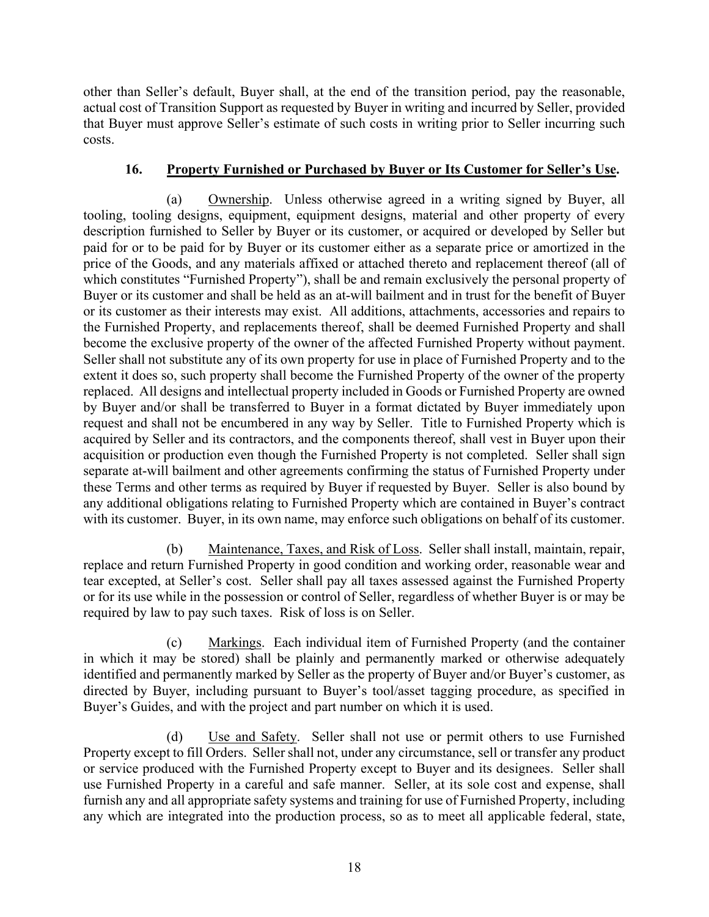other than Seller's default, Buyer shall, at the end of the transition period, pay the reasonable, actual cost of Transition Support as requested by Buyer in writing and incurred by Seller, provided that Buyer must approve Seller's estimate of such costs in writing prior to Seller incurring such costs.

## 16. Property Furnished or Purchased by Buyer or Its Customer for Seller's Use.

(a) Ownership. Unless otherwise agreed in a writing signed by Buyer, all tooling, tooling designs, equipment, equipment designs, material and other property of every description furnished to Seller by Buyer or its customer, or acquired or developed by Seller but paid for or to be paid for by Buyer or its customer either as a separate price or amortized in the price of the Goods, and any materials affixed or attached thereto and replacement thereof (all of which constitutes "Furnished Property"), shall be and remain exclusively the personal property of Buyer or its customer and shall be held as an at-will bailment and in trust for the benefit of Buyer or its customer as their interests may exist. All additions, attachments, accessories and repairs to the Furnished Property, and replacements thereof, shall be deemed Furnished Property and shall become the exclusive property of the owner of the affected Furnished Property without payment. Seller shall not substitute any of its own property for use in place of Furnished Property and to the extent it does so, such property shall become the Furnished Property of the owner of the property replaced. All designs and intellectual property included in Goods or Furnished Property are owned by Buyer and/or shall be transferred to Buyer in a format dictated by Buyer immediately upon request and shall not be encumbered in any way by Seller. Title to Furnished Property which is acquired by Seller and its contractors, and the components thereof, shall vest in Buyer upon their acquisition or production even though the Furnished Property is not completed. Seller shall sign separate at-will bailment and other agreements confirming the status of Furnished Property under these Terms and other terms as required by Buyer if requested by Buyer. Seller is also bound by any additional obligations relating to Furnished Property which are contained in Buyer's contract with its customer. Buyer, in its own name, may enforce such obligations on behalf of its customer.

(b) Maintenance, Taxes, and Risk of Loss. Seller shall install, maintain, repair, replace and return Furnished Property in good condition and working order, reasonable wear and tear excepted, at Seller's cost. Seller shall pay all taxes assessed against the Furnished Property or for its use while in the possession or control of Seller, regardless of whether Buyer is or may be required by law to pay such taxes. Risk of loss is on Seller.

(c) Markings. Each individual item of Furnished Property (and the container in which it may be stored) shall be plainly and permanently marked or otherwise adequately identified and permanently marked by Seller as the property of Buyer and/or Buyer's customer, as directed by Buyer, including pursuant to Buyer's tool/asset tagging procedure, as specified in Buyer's Guides, and with the project and part number on which it is used.

(d) Use and Safety. Seller shall not use or permit others to use Furnished Property except to fill Orders. Seller shall not, under any circumstance, sell or transfer any product or service produced with the Furnished Property except to Buyer and its designees. Seller shall use Furnished Property in a careful and safe manner. Seller, at its sole cost and expense, shall furnish any and all appropriate safety systems and training for use of Furnished Property, including any which are integrated into the production process, so as to meet all applicable federal, state,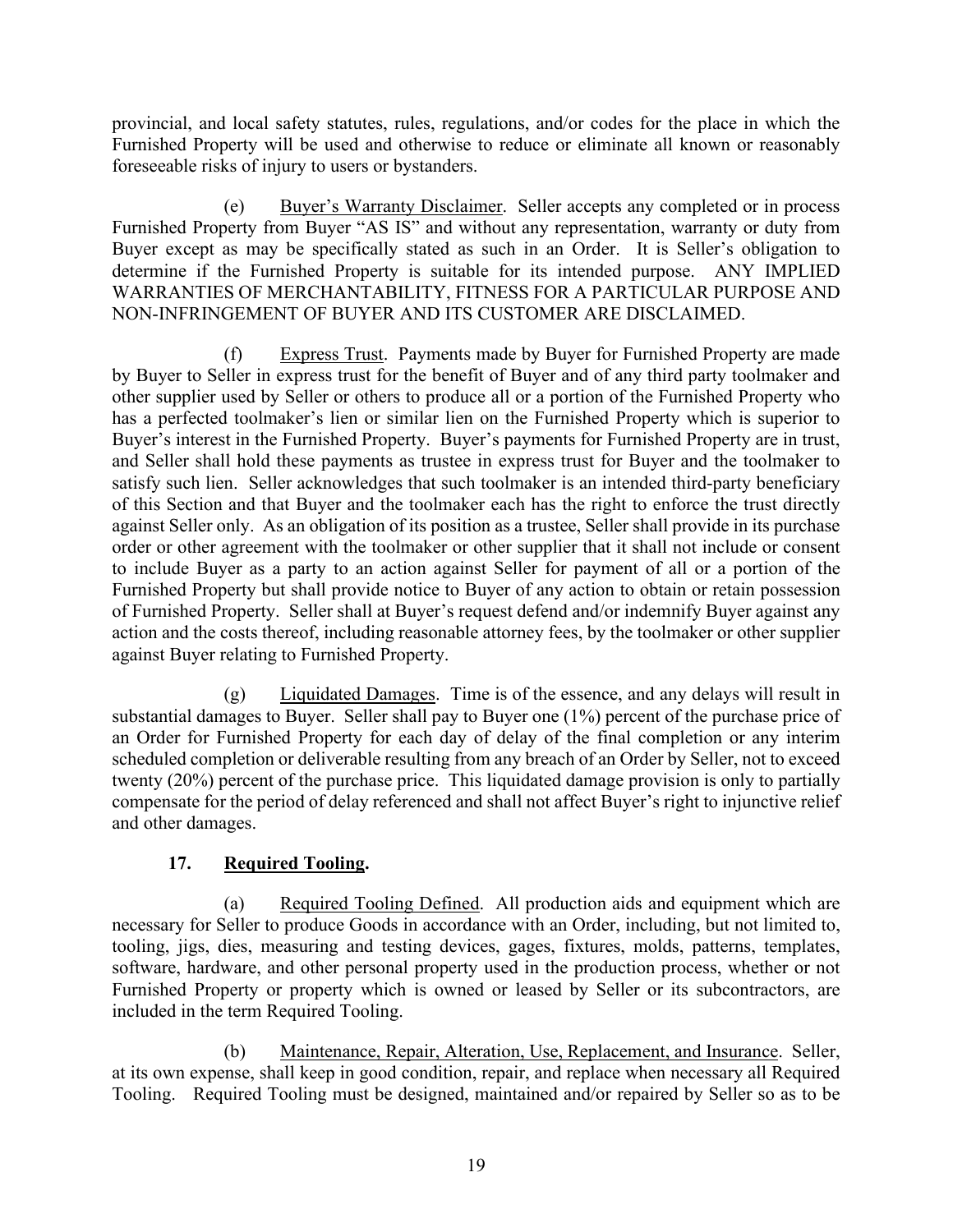provincial, and local safety statutes, rules, regulations, and/or codes for the place in which the Furnished Property will be used and otherwise to reduce or eliminate all known or reasonably foreseeable risks of injury to users or bystanders.

(e) Buyer's Warranty Disclaimer. Seller accepts any completed or in process Furnished Property from Buyer "AS IS" and without any representation, warranty or duty from Buyer except as may be specifically stated as such in an Order. It is Seller's obligation to determine if the Furnished Property is suitable for its intended purpose. ANY IMPLIED WARRANTIES OF MERCHANTABILITY, FITNESS FOR A PARTICULAR PURPOSE AND NON-INFRINGEMENT OF BUYER AND ITS CUSTOMER ARE DISCLAIMED.

(f) Express Trust. Payments made by Buyer for Furnished Property are made by Buyer to Seller in express trust for the benefit of Buyer and of any third party toolmaker and other supplier used by Seller or others to produce all or a portion of the Furnished Property who has a perfected toolmaker's lien or similar lien on the Furnished Property which is superior to Buyer's interest in the Furnished Property. Buyer's payments for Furnished Property are in trust, and Seller shall hold these payments as trustee in express trust for Buyer and the toolmaker to satisfy such lien. Seller acknowledges that such toolmaker is an intended third-party beneficiary of this Section and that Buyer and the toolmaker each has the right to enforce the trust directly against Seller only. As an obligation of its position as a trustee, Seller shall provide in its purchase order or other agreement with the toolmaker or other supplier that it shall not include or consent to include Buyer as a party to an action against Seller for payment of all or a portion of the Furnished Property but shall provide notice to Buyer of any action to obtain or retain possession of Furnished Property. Seller shall at Buyer's request defend and/or indemnify Buyer against any action and the costs thereof, including reasonable attorney fees, by the toolmaker or other supplier against Buyer relating to Furnished Property.

(g) Liquidated Damages. Time is of the essence, and any delays will result in substantial damages to Buyer. Seller shall pay to Buyer one (1%) percent of the purchase price of an Order for Furnished Property for each day of delay of the final completion or any interim scheduled completion or deliverable resulting from any breach of an Order by Seller, not to exceed twenty (20%) percent of the purchase price. This liquidated damage provision is only to partially compensate for the period of delay referenced and shall not affect Buyer's right to injunctive relief and other damages.

## 17. Required Tooling.

(a) Required Tooling Defined. All production aids and equipment which are necessary for Seller to produce Goods in accordance with an Order, including, but not limited to, tooling, jigs, dies, measuring and testing devices, gages, fixtures, molds, patterns, templates, software, hardware, and other personal property used in the production process, whether or not Furnished Property or property which is owned or leased by Seller or its subcontractors, are included in the term Required Tooling.

(b) Maintenance, Repair, Alteration, Use, Replacement, and Insurance. Seller, at its own expense, shall keep in good condition, repair, and replace when necessary all Required Tooling. Required Tooling must be designed, maintained and/or repaired by Seller so as to be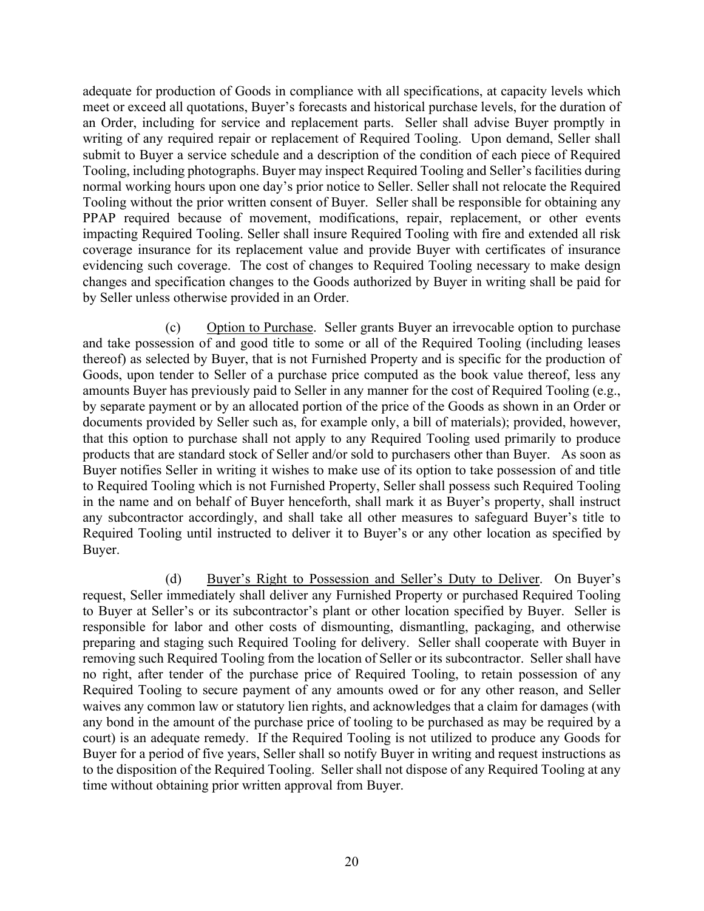adequate for production of Goods in compliance with all specifications, at capacity levels which meet or exceed all quotations, Buyer's forecasts and historical purchase levels, for the duration of an Order, including for service and replacement parts. Seller shall advise Buyer promptly in writing of any required repair or replacement of Required Tooling. Upon demand, Seller shall submit to Buyer a service schedule and a description of the condition of each piece of Required Tooling, including photographs. Buyer may inspect Required Tooling and Seller's facilities during normal working hours upon one day's prior notice to Seller. Seller shall not relocate the Required Tooling without the prior written consent of Buyer. Seller shall be responsible for obtaining any PPAP required because of movement, modifications, repair, replacement, or other events impacting Required Tooling. Seller shall insure Required Tooling with fire and extended all risk coverage insurance for its replacement value and provide Buyer with certificates of insurance evidencing such coverage. The cost of changes to Required Tooling necessary to make design changes and specification changes to the Goods authorized by Buyer in writing shall be paid for by Seller unless otherwise provided in an Order.

(c) Option to Purchase. Seller grants Buyer an irrevocable option to purchase and take possession of and good title to some or all of the Required Tooling (including leases thereof) as selected by Buyer, that is not Furnished Property and is specific for the production of Goods, upon tender to Seller of a purchase price computed as the book value thereof, less any amounts Buyer has previously paid to Seller in any manner for the cost of Required Tooling (e.g., by separate payment or by an allocated portion of the price of the Goods as shown in an Order or documents provided by Seller such as, for example only, a bill of materials); provided, however, that this option to purchase shall not apply to any Required Tooling used primarily to produce products that are standard stock of Seller and/or sold to purchasers other than Buyer. As soon as Buyer notifies Seller in writing it wishes to make use of its option to take possession of and title to Required Tooling which is not Furnished Property, Seller shall possess such Required Tooling in the name and on behalf of Buyer henceforth, shall mark it as Buyer's property, shall instruct any subcontractor accordingly, and shall take all other measures to safeguard Buyer's title to Required Tooling until instructed to deliver it to Buyer's or any other location as specified by Buyer.

(d) Buyer's Right to Possession and Seller's Duty to Deliver. On Buyer's request, Seller immediately shall deliver any Furnished Property or purchased Required Tooling to Buyer at Seller's or its subcontractor's plant or other location specified by Buyer. Seller is responsible for labor and other costs of dismounting, dismantling, packaging, and otherwise preparing and staging such Required Tooling for delivery. Seller shall cooperate with Buyer in removing such Required Tooling from the location of Seller or its subcontractor. Seller shall have no right, after tender of the purchase price of Required Tooling, to retain possession of any Required Tooling to secure payment of any amounts owed or for any other reason, and Seller waives any common law or statutory lien rights, and acknowledges that a claim for damages (with any bond in the amount of the purchase price of tooling to be purchased as may be required by a court) is an adequate remedy. If the Required Tooling is not utilized to produce any Goods for Buyer for a period of five years, Seller shall so notify Buyer in writing and request instructions as to the disposition of the Required Tooling. Seller shall not dispose of any Required Tooling at any time without obtaining prior written approval from Buyer.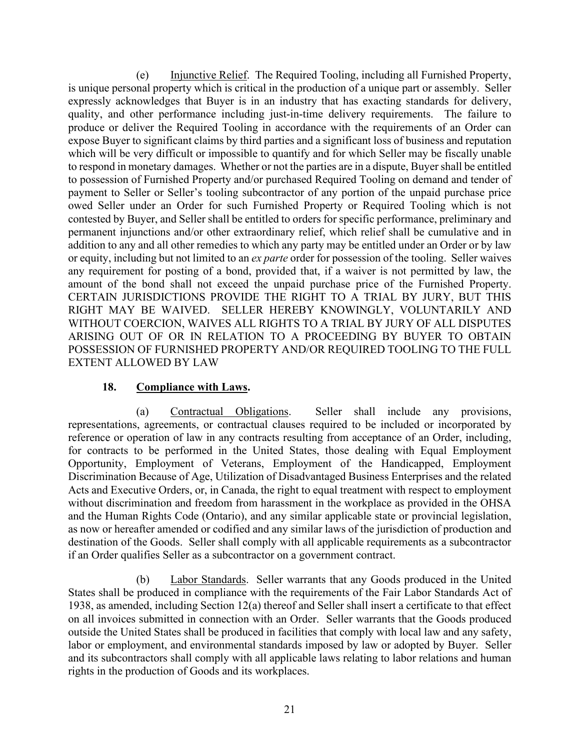(e) Injunctive Relief. The Required Tooling, including all Furnished Property, is unique personal property which is critical in the production of a unique part or assembly. Seller expressly acknowledges that Buyer is in an industry that has exacting standards for delivery, quality, and other performance including just-in-time delivery requirements. The failure to produce or deliver the Required Tooling in accordance with the requirements of an Order can expose Buyer to significant claims by third parties and a significant loss of business and reputation which will be very difficult or impossible to quantify and for which Seller may be fiscally unable to respond in monetary damages. Whether or not the parties are in a dispute, Buyer shall be entitled to possession of Furnished Property and/or purchased Required Tooling on demand and tender of payment to Seller or Seller's tooling subcontractor of any portion of the unpaid purchase price owed Seller under an Order for such Furnished Property or Required Tooling which is not contested by Buyer, and Seller shall be entitled to orders for specific performance, preliminary and permanent injunctions and/or other extraordinary relief, which relief shall be cumulative and in addition to any and all other remedies to which any party may be entitled under an Order or by law or equity, including but not limited to an *ex parte* order for possession of the tooling. Seller waives any requirement for posting of a bond, provided that, if a waiver is not permitted by law, the amount of the bond shall not exceed the unpaid purchase price of the Furnished Property. CERTAIN JURISDICTIONS PROVIDE THE RIGHT TO A TRIAL BY JURY, BUT THIS RIGHT MAY BE WAIVED. SELLER HEREBY KNOWINGLY, VOLUNTARILY AND WITHOUT COERCION, WAIVES ALL RIGHTS TO A TRIAL BY JURY OF ALL DISPUTES ARISING OUT OF OR IN RELATION TO A PROCEEDING BY BUYER TO OBTAIN POSSESSION OF FURNISHED PROPERTY AND/OR REQUIRED TOOLING TO THE FULL EXTENT ALLOWED BY LAW

## 18. Compliance with Laws.

(a) Contractual Obligations. Seller shall include any provisions, representations, agreements, or contractual clauses required to be included or incorporated by reference or operation of law in any contracts resulting from acceptance of an Order, including, for contracts to be performed in the United States, those dealing with Equal Employment Opportunity, Employment of Veterans, Employment of the Handicapped, Employment Discrimination Because of Age, Utilization of Disadvantaged Business Enterprises and the related Acts and Executive Orders, or, in Canada, the right to equal treatment with respect to employment without discrimination and freedom from harassment in the workplace as provided in the OHSA and the Human Rights Code (Ontario), and any similar applicable state or provincial legislation, as now or hereafter amended or codified and any similar laws of the jurisdiction of production and destination of the Goods. Seller shall comply with all applicable requirements as a subcontractor if an Order qualifies Seller as a subcontractor on a government contract.

(b) Labor Standards. Seller warrants that any Goods produced in the United States shall be produced in compliance with the requirements of the Fair Labor Standards Act of 1938, as amended, including Section 12(a) thereof and Seller shall insert a certificate to that effect on all invoices submitted in connection with an Order. Seller warrants that the Goods produced outside the United States shall be produced in facilities that comply with local law and any safety, labor or employment, and environmental standards imposed by law or adopted by Buyer. Seller and its subcontractors shall comply with all applicable laws relating to labor relations and human rights in the production of Goods and its workplaces.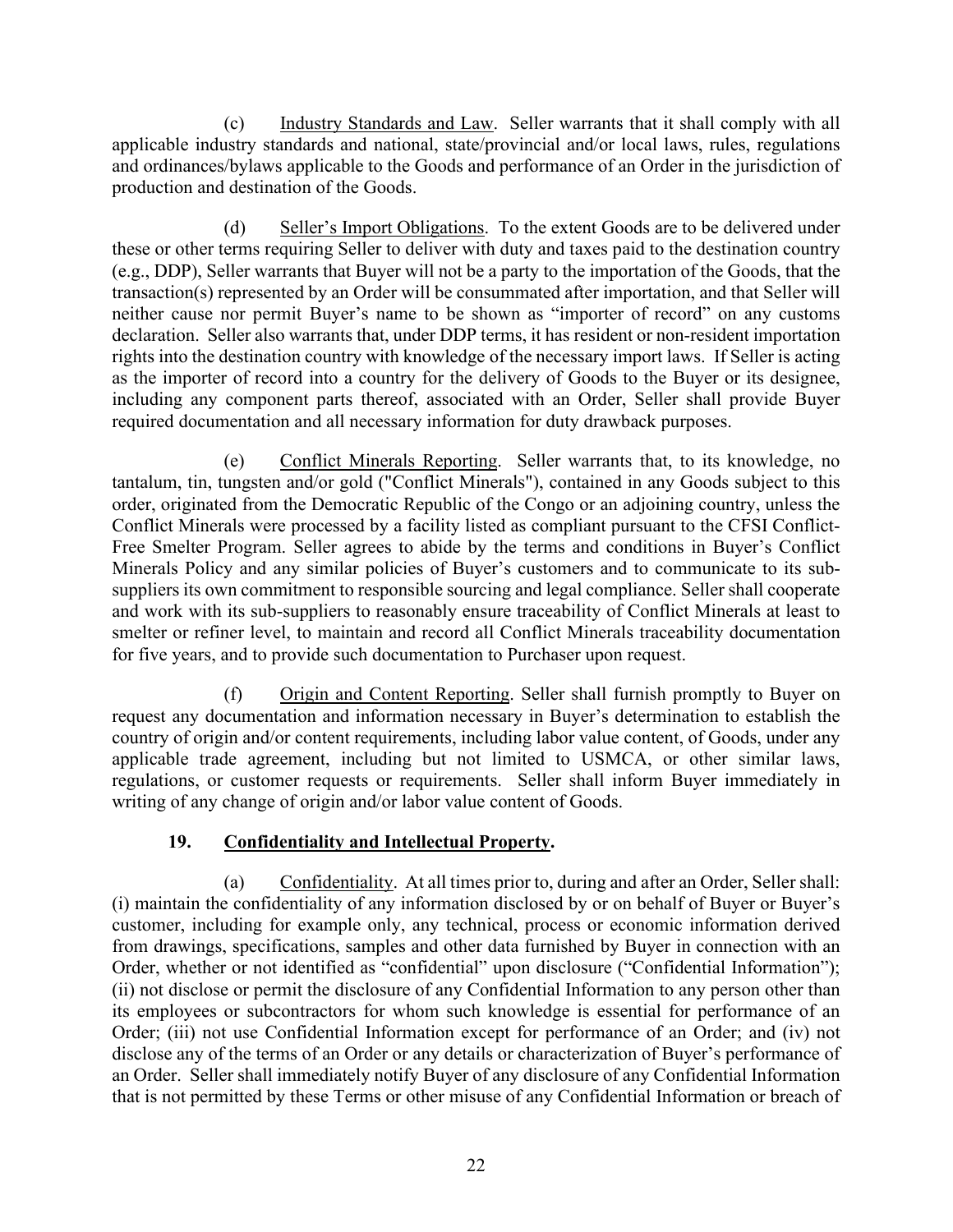(c) Industry Standards and Law. Seller warrants that it shall comply with all applicable industry standards and national, state/provincial and/or local laws, rules, regulations and ordinances/bylaws applicable to the Goods and performance of an Order in the jurisdiction of production and destination of the Goods.

(d) Seller's Import Obligations. To the extent Goods are to be delivered under these or other terms requiring Seller to deliver with duty and taxes paid to the destination country (e.g., DDP), Seller warrants that Buyer will not be a party to the importation of the Goods, that the transaction(s) represented by an Order will be consummated after importation, and that Seller will neither cause nor permit Buyer's name to be shown as "importer of record" on any customs declaration. Seller also warrants that, under DDP terms, it has resident or non-resident importation rights into the destination country with knowledge of the necessary import laws. If Seller is acting as the importer of record into a country for the delivery of Goods to the Buyer or its designee, including any component parts thereof, associated with an Order, Seller shall provide Buyer required documentation and all necessary information for duty drawback purposes.

(e) Conflict Minerals Reporting. Seller warrants that, to its knowledge, no tantalum, tin, tungsten and/or gold ("Conflict Minerals"), contained in any Goods subject to this order, originated from the Democratic Republic of the Congo or an adjoining country, unless the Conflict Minerals were processed by a facility listed as compliant pursuant to the CFSI Conflict-Free Smelter Program. Seller agrees to abide by the terms and conditions in Buyer's Conflict Minerals Policy and any similar policies of Buyer's customers and to communicate to its sub-suppliers its own commitment to responsible sourcing and legal compliance. Seller shall cooperate and work with its sub-suppliers to reasonably ensure traceability of Conflict Minerals at least to smelter or refiner level, to maintain and record all Conflict Minerals traceability documentation for five years, and to provide such documentation to Purchaser upon request.

(f) Origin and Content Reporting. Seller shall furnish promptly to Buyer on request any documentation and information necessary in Buyer's determination to establish the country of origin and/or content requirements, including labor value content, of Goods, under any applicable trade agreement, including but not limited to USMCA, or other similar laws, regulations, or customer requests or requirements. Seller shall inform Buyer immediately in writing of any change of origin and/or labor value content of Goods.

## 19. Confidentiality and Intellectual Property.

(a) Confidentiality. At all times prior to, during and after an Order, Seller shall: (i) maintain the confidentiality of any information disclosed by or on behalf of Buyer or Buyer's customer, including for example only, any technical, process or economic information derived from drawings, specifications, samples and other data furnished by Buyer in connection with an Order, whether or not identified as "confidential" upon disclosure ("Confidential Information"); (ii) not disclose or permit the disclosure of any Confidential Information to any person other than its employees or subcontractors for whom such knowledge is essential for performance of an Order; (iii) not use Confidential Information except for performance of an Order; and (iv) not disclose any of the terms of an Order or any details or characterization of Buyer's performance of an Order. Seller shall immediately notify Buyer of any disclosure of any Confidential Information that is not permitted by these Terms or other misuse of any Confidential Information or breach of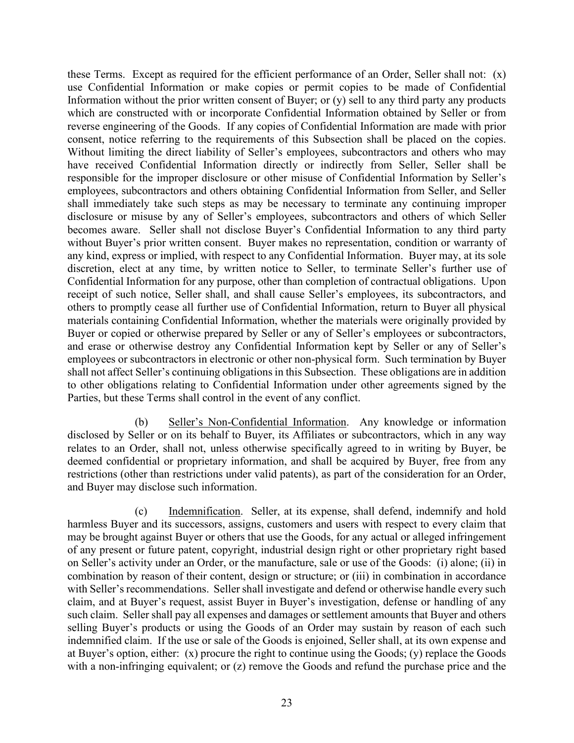these Terms. Except as required for the efficient performance of an Order, Seller shall not: (x) use Confidential Information or make copies or permit copies to be made of Confidential Information without the prior written consent of Buyer; or (y) sell to any third party any products which are constructed with or incorporate Confidential Information obtained by Seller or from reverse engineering of the Goods. If any copies of Confidential Information are made with prior consent, notice referring to the requirements of this Subsection shall be placed on the copies. Without limiting the direct liability of Seller's employees, subcontractors and others who may have received Confidential Information directly or indirectly from Seller, Seller shall be responsible for the improper disclosure or other misuse of Confidential Information by Seller's employees, subcontractors and others obtaining Confidential Information from Seller, and Seller shall immediately take such steps as may be necessary to terminate any continuing improper disclosure or misuse by any of Seller's employees, subcontractors and others of which Seller becomes aware. Seller shall not disclose Buyer's Confidential Information to any third party without Buyer's prior written consent. Buyer makes no representation, condition or warranty of any kind, express or implied, with respect to any Confidential Information. Buyer may, at its sole discretion, elect at any time, by written notice to Seller, to terminate Seller's further use of Confidential Information for any purpose, other than completion of contractual obligations. Upon receipt of such notice, Seller shall, and shall cause Seller's employees, its subcontractors, and others to promptly cease all further use of Confidential Information, return to Buyer all physical materials containing Confidential Information, whether the materials were originally provided by Buyer or copied or otherwise prepared by Seller or any of Seller's employees or subcontractors, and erase or otherwise destroy any Confidential Information kept by Seller or any of Seller's employees or subcontractors in electronic or other non-physical form. Such termination by Buyer shall not affect Seller's continuing obligations in this Subsection. These obligations are in addition to other obligations relating to Confidential Information under other agreements signed by the Parties, but these Terms shall control in the event of any conflict.

(b) Seller's Non-Confidential Information. Any knowledge or information disclosed by Seller or on its behalf to Buyer, its Affiliates or subcontractors, which in any way relates to an Order, shall not, unless otherwise specifically agreed to in writing by Buyer, be deemed confidential or proprietary information, and shall be acquired by Buyer, free from any restrictions (other than restrictions under valid patents), as part of the consideration for an Order, and Buyer may disclose such information.

(c) Indemnification. Seller, at its expense, shall defend, indemnify and hold harmless Buyer and its successors, assigns, customers and users with respect to every claim that may be brought against Buyer or others that use the Goods, for any actual or alleged infringement of any present or future patent, copyright, industrial design right or other proprietary right based on Seller's activity under an Order, or the manufacture, sale or use of the Goods: (i) alone; (ii) in combination by reason of their content, design or structure; or (iii) in combination in accordance with Seller's recommendations. Seller shall investigate and defend or otherwise handle every such claim, and at Buyer's request, assist Buyer in Buyer's investigation, defense or handling of any such claim. Seller shall pay all expenses and damages or settlement amounts that Buyer and others selling Buyer's products or using the Goods of an Order may sustain by reason of each such indemnified claim. If the use or sale of the Goods is enjoined, Seller shall, at its own expense and at Buyer's option, either: (x) procure the right to continue using the Goods; (y) replace the Goods with a non-infringing equivalent; or (z) remove the Goods and refund the purchase price and the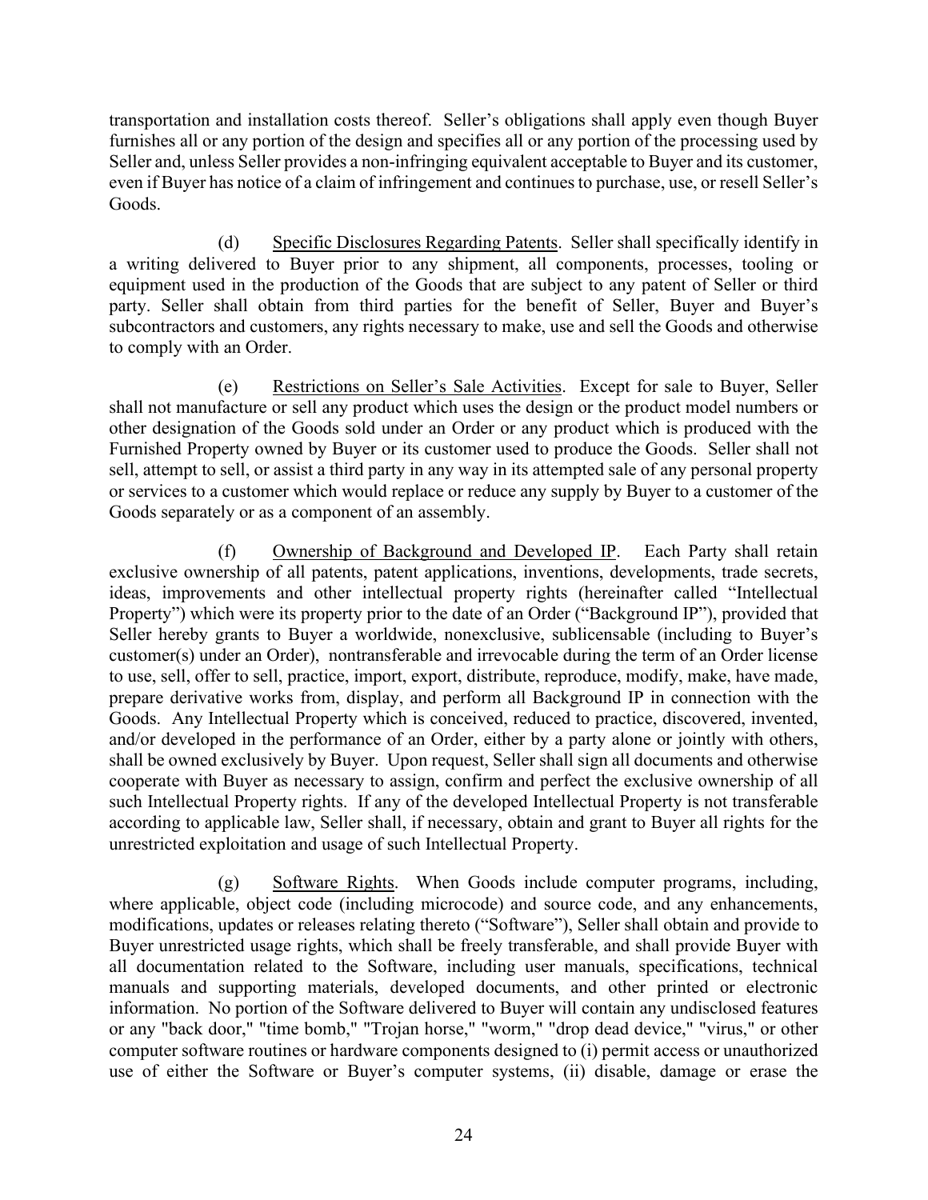transportation and installation costs thereof. Seller's obligations shall apply even though Buyer furnishes all or any portion of the design and specifies all or any portion of the processing used by Seller and, unless Seller provides a non-infringing equivalent acceptable to Buyer and its customer, even if Buyer has notice of a claim of infringement and continues to purchase, use, or resell Seller's Goods.

(d) Specific Disclosures Regarding Patents. Seller shall specifically identify in a writing delivered to Buyer prior to any shipment, all components, processes, tooling or equipment used in the production of the Goods that are subject to any patent of Seller or third party. Seller shall obtain from third parties for the benefit of Seller, Buyer and Buyer's subcontractors and customers, any rights necessary to make, use and sell the Goods and otherwise to comply with an Order.

(e) Restrictions on Seller's Sale Activities. Except for sale to Buyer, Seller shall not manufacture or sell any product which uses the design or the product model numbers or other designation of the Goods sold under an Order or any product which is produced with the Furnished Property owned by Buyer or its customer used to produce the Goods. Seller shall not sell, attempt to sell, or assist a third party in any way in its attempted sale of any personal property or services to a customer which would replace or reduce any supply by Buyer to a customer of the Goods separately or as a component of an assembly.

(f) Ownership of Background and Developed IP. Each Party shall retain exclusive ownership of all patents, patent applications, inventions, developments, trade secrets, ideas, improvements and other intellectual property rights (hereinafter called "Intellectual Property") which were its property prior to the date of an Order ("Background IP"), provided that Seller hereby grants to Buyer a worldwide, nonexclusive, sublicensable (including to Buyer's customer(s) under an Order), nontransferable and irrevocable during the term of an Order license to use, sell, offer to sell, practice, import, export, distribute, reproduce, modify, make, have made, prepare derivative works from, display, and perform all Background IP in connection with the Goods. Any Intellectual Property which is conceived, reduced to practice, discovered, invented, and/or developed in the performance of an Order, either by a party alone or jointly with others, shall be owned exclusively by Buyer. Upon request, Seller shall sign all documents and otherwise cooperate with Buyer as necessary to assign, confirm and perfect the exclusive ownership of all such Intellectual Property rights. If any of the developed Intellectual Property is not transferable according to applicable law, Seller shall, if necessary, obtain and grant to Buyer all rights for the unrestricted exploitation and usage of such Intellectual Property.

(g) Software Rights. When Goods include computer programs, including, where applicable, object code (including microcode) and source code, and any enhancements, modifications, updates or releases relating thereto ("Software"), Seller shall obtain and provide to Buyer unrestricted usage rights, which shall be freely transferable, and shall provide Buyer with all documentation related to the Software, including user manuals, specifications, technical manuals and supporting materials, developed documents, and other printed or electronic information. No portion of the Software delivered to Buyer will contain any undisclosed features or any "back door," "time bomb," "Trojan horse," "worm," "drop dead device," "virus," or other computer software routines or hardware components designed to (i) permit access or unauthorized use of either the Software or Buyer's computer systems, (ii) disable, damage or erase the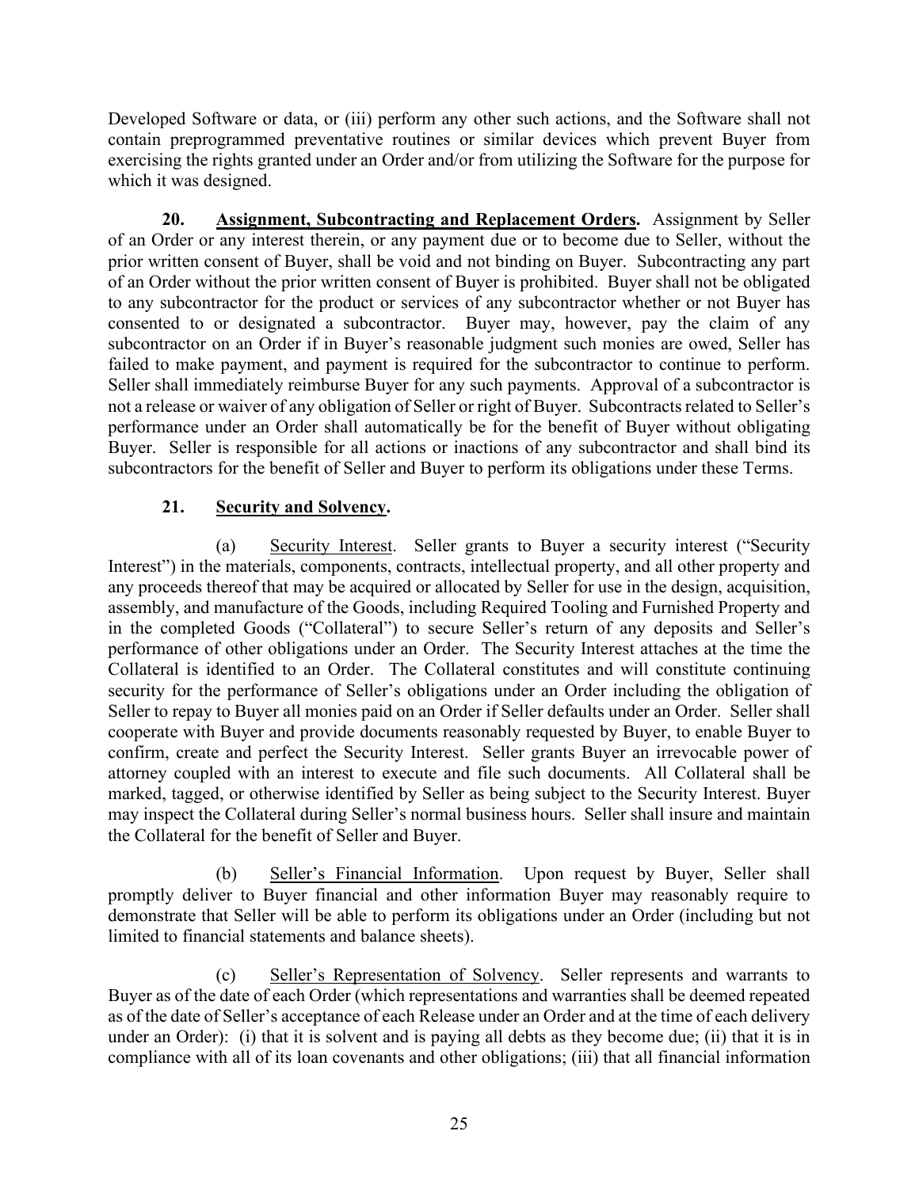Developed Software or data, or (iii) perform any other such actions, and the Software shall not contain preprogrammed preventative routines or similar devices which prevent Buyer from exercising the rights granted under an Order and/or from utilizing the Software for the purpose for which it was designed.

**20. Assignment, Subcontracting and Replacement Orders.** Assignment by Seller of an Order or any interest therein, or any payment due or to become due to Seller, without the prior written consent of Buyer, shall be void and not binding on Buyer. Subcontracting any part of an Order without the prior written consent of Buyer is prohibited. Buyer shall not be obligated to any subcontractor for the product or services of any subcontractor whether or not Buyer has consented to or designated a subcontractor. Buyer may, however, pay the claim of any subcontractor on an Order if in Buyer's reasonable judgment such monies are owed, Seller has failed to make payment, and payment is required for the subcontractor to continue to perform. Seller shall immediately reimburse Buyer for any such payments. Approval of a subcontractor is not a release or waiver of any obligation of Seller or right of Buyer. Subcontracts related to Seller's performance under an Order shall automatically be for the benefit of Buyer without obligating Buyer. Seller is responsible for all actions or inactions of any subcontractor and shall bind its subcontractors for the benefit of Seller and Buyer to perform its obligations under these Terms.

**21. Security and Solvency.**

(a) Security Interest. Seller grants to Buyer a security interest ("Security Interest") in the materials, components, contracts, intellectual property, and all other property and any proceeds thereof that may be acquired or allocated by Seller for use in the design, acquisition, assembly, and manufacture of the Goods, including Required Tooling and Furnished Property and in the completed Goods ("Collateral") to secure Seller's return of any deposits and Seller's performance of other obligations under an Order. The Security Interest attaches at the time the Collateral is identified to an Order. The Collateral constitutes and will constitute continuing security for the performance of Seller's obligations under an Order including the obligation of Seller to repay to Buyer all monies paid on an Order if Seller defaults under an Order. Seller shall cooperate with Buyer and provide documents reasonably requested by Buyer, to enable Buyer to confirm, create and perfect the Security Interest. Seller grants Buyer an irrevocable power of attorney coupled with an interest to execute and file such documents. All Collateral shall be marked, tagged, or otherwise identified by Seller as being subject to the Security Interest. Buyer may inspect the Collateral during Seller's normal business hours. Seller shall insure and maintain the Collateral for the benefit of Seller and Buyer.

(b) Seller's Financial Information. Upon request by Buyer, Seller shall promptly deliver to Buyer financial and other information Buyer may reasonably require to demonstrate that Seller will be able to perform its obligations under an Order (including but not limited to financial statements and balance sheets).

(c) Seller's Representation of Solvency. Seller represents and warrants to Buyer as of the date of each Order (which representations and warranties shall be deemed repeated as of the date of Seller's acceptance of each Release under an Order and at the time of each delivery under an Order): (i) that it is solvent and is paying all debts as they become due; (ii) that it is in compliance with all of its loan covenants and other obligations; (iii) that all financial information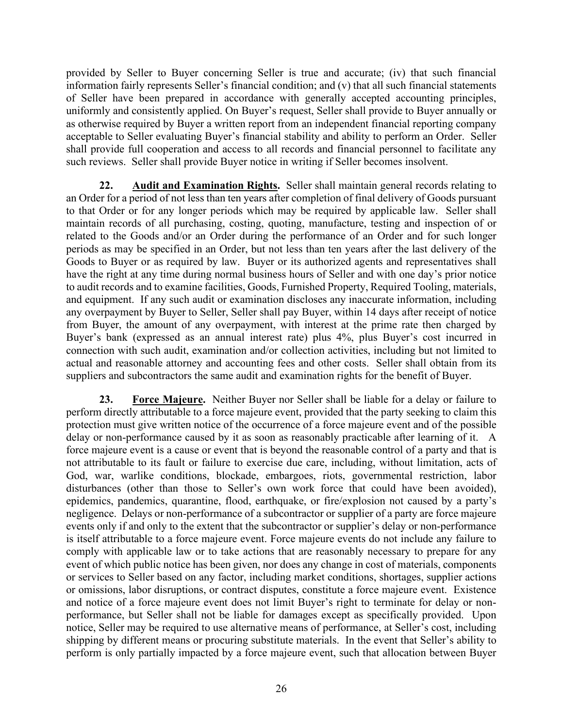provided by Seller to Buyer concerning Seller is true and accurate; (iv) that such financial information fairly represents Seller's financial condition; and (v) that all such financial statements of Seller have been prepared in accordance with generally accepted accounting principles, uniformly and consistently applied. On Buyer's request, Seller shall provide to Buyer annually or as otherwise required by Buyer a written report from an independent financial reporting company acceptable to Seller evaluating Buyer's financial stability and ability to perform an Order. Seller shall provide full cooperation and access to all records and financial personnel to facilitate any such reviews. Seller shall provide Buyer notice in writing if Seller becomes insolvent.

**22. Audit and Examination Rights.** Seller shall maintain general records relating to an Order for a period of not less than ten years after completion of final delivery of Goods pursuant to that Order or for any longer periods which may be required by applicable law. Seller shall maintain records of all purchasing, costing, quoting, manufacture, testing and inspection of or related to the Goods and/or an Order during the performance of an Order and for such longer periods as may be specified in an Order, but not less than ten years after the last delivery of the Goods to Buyer or as required by law. Buyer or its authorized agents and representatives shall have the right at any time during normal business hours of Seller and with one day's prior notice to audit records and to examine facilities, Goods, Furnished Property, Required Tooling, materials, and equipment. If any such audit or examination discloses any inaccurate information, including any overpayment by Buyer to Seller, Seller shall pay Buyer, within 14 days after receipt of notice from Buyer, the amount of any overpayment, with interest at the prime rate then charged by Buyer's bank (expressed as an annual interest rate) plus 4%, plus Buyer's cost incurred in connection with such audit, examination and/or collection activities, including but not limited to actual and reasonable attorney and accounting fees and other costs. Seller shall obtain from its suppliers and subcontractors the same audit and examination rights for the benefit of Buyer.

**23. Force Majeure.** Neither Buyer nor Seller shall be liable for a delay or failure to perform directly attributable to a force majeure event, provided that the party seeking to claim this protection must give written notice of the occurrence of a force majeure event and of the possible delay or non-performance caused by it as soon as reasonably practicable after learning of it. A force majeure event is a cause or event that is beyond the reasonable control of a party and that is not attributable to its fault or failure to exercise due care, including, without limitation, acts of God, war, warlike conditions, blockade, embargoes, riots, governmental restriction, labor disturbances (other than those to Seller's own work force that could have been avoided), epidemics, pandemics, quarantine, flood, earthquake, or fire/explosion not caused by a party's negligence. Delays or non-performance of a subcontractor or supplier of a party are force majeure events only if and only to the extent that the subcontractor or supplier's delay or non-performance is itself attributable to a force majeure event. Force majeure events do not include any failure to comply with applicable law or to take actions that are reasonably necessary to prepare for any event of which public notice has been given, nor does any change in cost of materials, components or services to Seller based on any factor, including market conditions, shortages, supplier actions or omissions, labor disruptions, or contract disputes, constitute a force majeure event. Existence and notice of a force majeure event does not limit Buyer's right to terminate for delay or non-performance, but Seller shall not be liable for damages except as specifically provided. Upon notice, Seller may be required to use alternative means of performance, at Seller's cost, including shipping by different means or procuring substitute materials. In the event that Seller's ability to perform is only partially impacted by a force majeure event, such that allocation between Buyer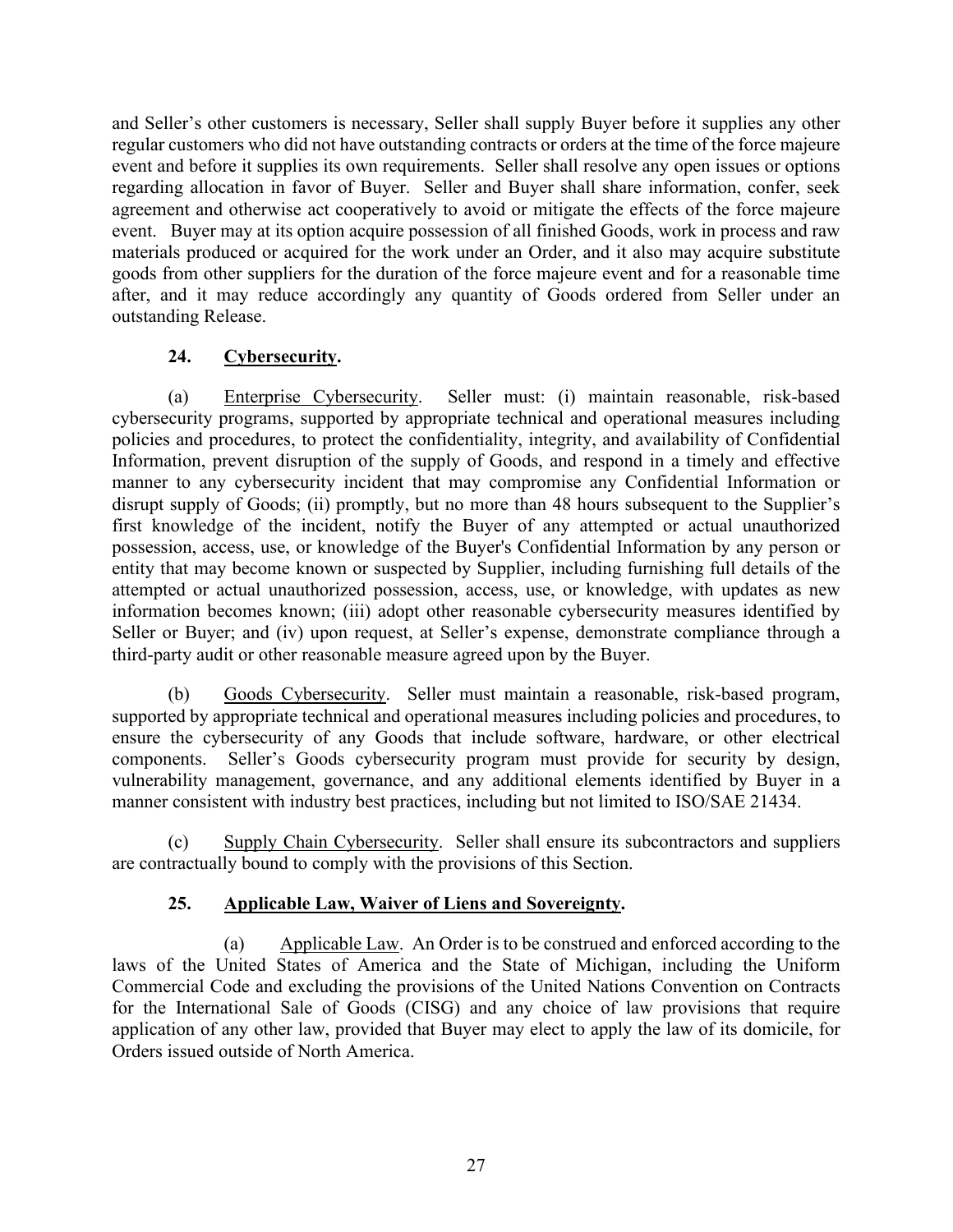and Seller's other customers is necessary, Seller shall supply Buyer before it supplies any other regular customers who did not have outstanding contracts or orders at the time of the force majeure event and before it supplies its own requirements. Seller shall resolve any open issues or options regarding allocation in favor of Buyer. Seller and Buyer shall share information, confer, seek agreement and otherwise act cooperatively to avoid or mitigate the effects of the force majeure event. Buyer may at its option acquire possession of all finished Goods, work in process and raw materials produced or acquired for the work under an Order, and it also may acquire substitute goods from other suppliers for the duration of the force majeure event and for a reasonable time after, and it may reduce accordingly any quantity of Goods ordered from Seller under an outstanding Release.

## 24. Cybersecurity.

(a) Enterprise Cybersecurity. Seller must: (i) maintain reasonable, risk-based cybersecurity programs, supported by appropriate technical and operational measures including policies and procedures, to protect the confidentiality, integrity, and availability of Confidential Information, prevent disruption of the supply of Goods, and respond in a timely and effective manner to any cybersecurity incident that may compromise any Confidential Information or disrupt supply of Goods; (ii) promptly, but no more than 48 hours subsequent to the Supplier's first knowledge of the incident, notify the Buyer of any attempted or actual unauthorized possession, access, use, or knowledge of the Buyer's Confidential Information by any person or entity that may become known or suspected by Supplier, including furnishing full details of the attempted or actual unauthorized possession, access, use, or knowledge, with updates as new information becomes known; (iii) adopt other reasonable cybersecurity measures identified by Seller or Buyer; and (iv) upon request, at Seller's expense, demonstrate compliance through a third-party audit or other reasonable measure agreed upon by the Buyer.

(b) Goods Cybersecurity. Seller must maintain a reasonable, risk-based program, supported by appropriate technical and operational measures including policies and procedures, to ensure the cybersecurity of any Goods that include software, hardware, or other electrical components. Seller's Goods cybersecurity program must provide for security by design, vulnerability management, governance, and any additional elements identified by Buyer in a manner consistent with industry best practices, including but not limited to ISO/SAE 21434.

(c) Supply Chain Cybersecurity. Seller shall ensure its subcontractors and suppliers are contractually bound to comply with the provisions of this Section.

## 25. Applicable Law, Waiver of Liens and Sovereignty.

(a) Applicable Law. An Order is to be construed and enforced according to the laws of the United States of America and the State of Michigan, including the Uniform Commercial Code and excluding the provisions of the United Nations Convention on Contracts for the International Sale of Goods (CISG) and any choice of law provisions that require application of any other law, provided that Buyer may elect to apply the law of its domicile, for Orders issued outside of North America.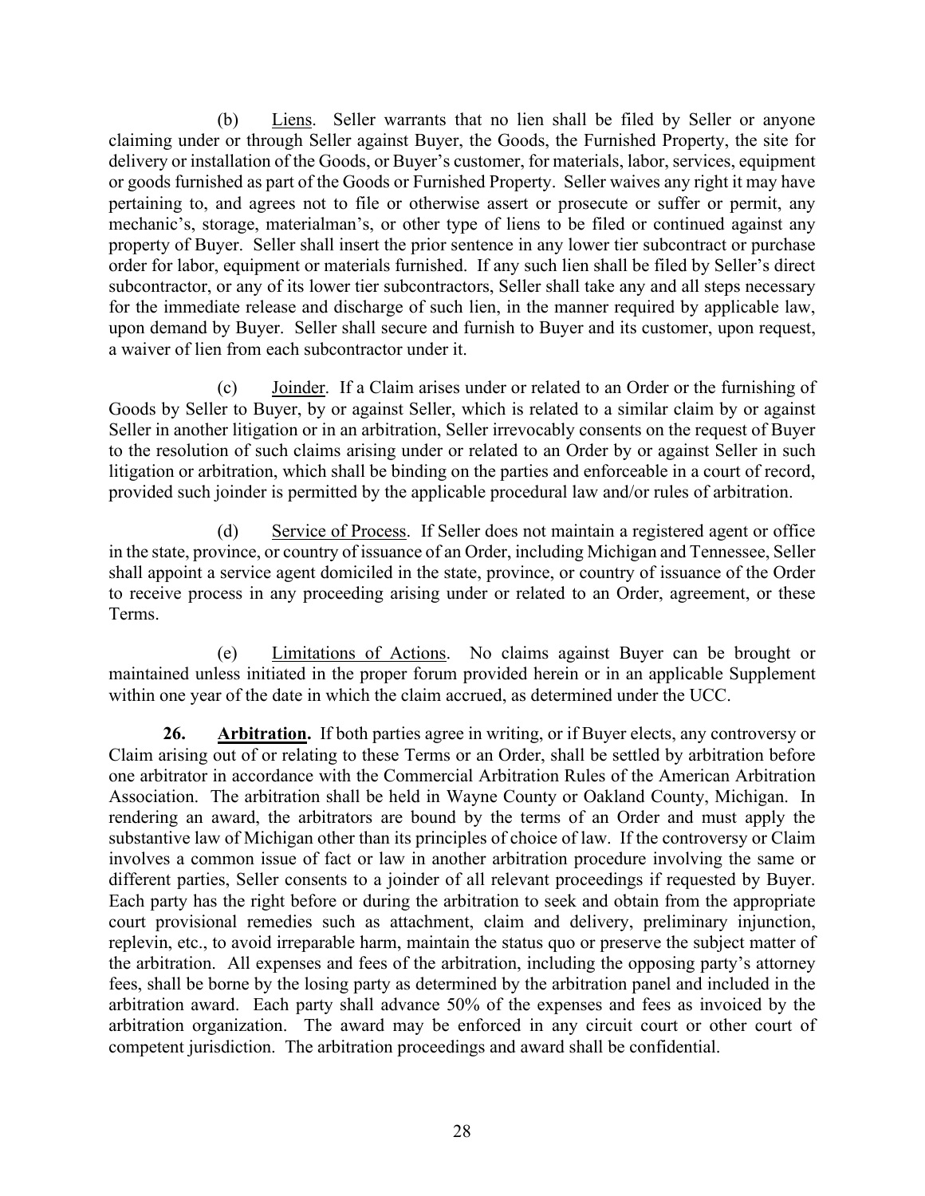(b) Liens. Seller warrants that no lien shall be filed by Seller or anyone claiming under or through Seller against Buyer, the Goods, the Furnished Property, the site for delivery or installation of the Goods, or Buyer's customer, for materials, labor, services, equipment or goods furnished as part of the Goods or Furnished Property. Seller waives any right it may have pertaining to, and agrees not to file or otherwise assert or prosecute or suffer or permit, any mechanic's, storage, materialman's, or other type of liens to be filed or continued against any property of Buyer. Seller shall insert the prior sentence in any lower tier subcontract or purchase order for labor, equipment or materials furnished. If any such lien shall be filed by Seller's direct subcontractor, or any of its lower tier subcontractors, Seller shall take any and all steps necessary for the immediate release and discharge of such lien, in the manner required by applicable law, upon demand by Buyer. Seller shall secure and furnish to Buyer and its customer, upon request, a waiver of lien from each subcontractor under it.

(c) Joinder. If a Claim arises under or related to an Order or the furnishing of Goods by Seller to Buyer, by or against Seller, which is related to a similar claim by or against Seller in another litigation or in an arbitration, Seller irrevocably consents on the request of Buyer to the resolution of such claims arising under or related to an Order by or against Seller in such litigation or arbitration, which shall be binding on the parties and enforceable in a court of record, provided such joinder is permitted by the applicable procedural law and/or rules of arbitration.

(d) Service of Process. If Seller does not maintain a registered agent or office in the state, province, or country of issuance of an Order, including Michigan and Tennessee, Seller shall appoint a service agent domiciled in the state, province, or country of issuance of the Order to receive process in any proceeding arising under or related to an Order, agreement, or these Terms.

(e) Limitations of Actions. No claims against Buyer can be brought or maintained unless initiated in the proper forum provided herein or in an applicable Supplement within one year of the date in which the claim accrued, as determined under the UCC.

**26. Arbitration.** If both parties agree in writing, or if Buyer elects, any controversy or Claim arising out of or relating to these Terms or an Order, shall be settled by arbitration before one arbitrator in accordance with the Commercial Arbitration Rules of the American Arbitration Association. The arbitration shall be held in Wayne County or Oakland County, Michigan. In rendering an award, the arbitrators are bound by the terms of an Order and must apply the substantive law of Michigan other than its principles of choice of law. If the controversy or Claim involves a common issue of fact or law in another arbitration procedure involving the same or different parties, Seller consents to a joinder of all relevant proceedings if requested by Buyer. Each party has the right before or during the arbitration to seek and obtain from the appropriate court provisional remedies such as attachment, claim and delivery, preliminary injunction, replevin, etc., to avoid irreparable harm, maintain the status quo or preserve the subject matter of the arbitration. All expenses and fees of the arbitration, including the opposing party's attorney fees, shall be borne by the losing party as determined by the arbitration panel and included in the arbitration award. Each party shall advance 50% of the expenses and fees as invoiced by the arbitration organization. The award may be enforced in any circuit court or other court of competent jurisdiction. The arbitration proceedings and award shall be confidential.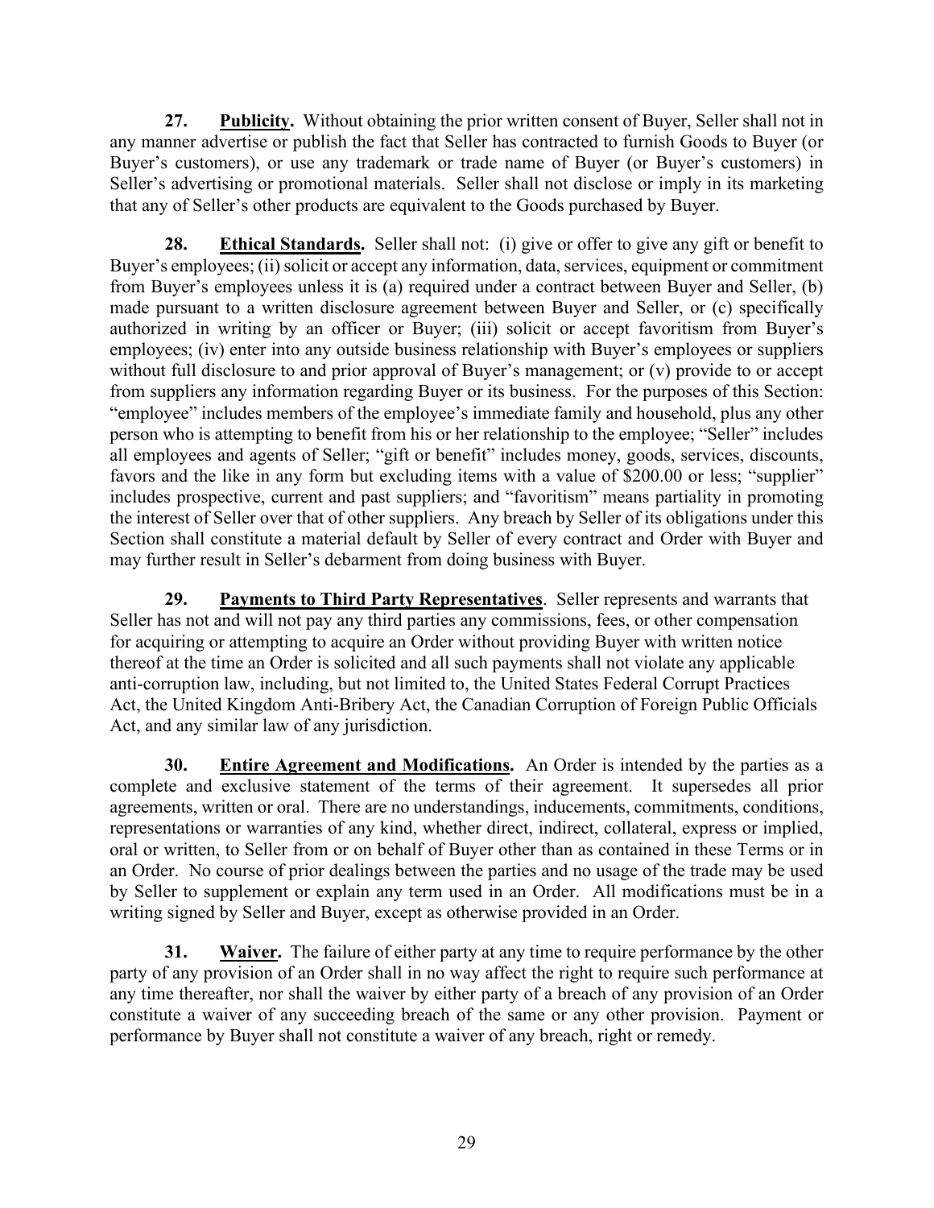**27. Publicity.** Without obtaining the prior written consent of Buyer, Seller shall not in any manner advertise or publish the fact that Seller has contracted to furnish Goods to Buyer (or Buyer's customers), or use any trademark or trade name of Buyer (or Buyer's customers) in Seller's advertising or promotional materials. Seller shall not disclose or imply in its marketing that any of Seller's other products are equivalent to the Goods purchased by Buyer.

**28. Ethical Standards.** Seller shall not: (i) give or offer to give any gift or benefit to Buyer's employees; (ii) solicit or accept any information, data, services, equipment or commitment from Buyer's employees unless it is (a) required under a contract between Buyer and Seller, (b) made pursuant to a written disclosure agreement between Buyer and Seller, or (c) specifically authorized in writing by an officer or Buyer; (iii) solicit or accept favoritism from Buyer's employees; (iv) enter into any outside business relationship with Buyer's employees or suppliers without full disclosure to and prior approval of Buyer's management; or (v) provide to or accept from suppliers any information regarding Buyer or its business. For the purposes of this Section: "employee" includes members of the employee's immediate family and household, plus any other person who is attempting to benefit from his or her relationship to the employee; "Seller" includes all employees and agents of Seller; "gift or benefit" includes money, goods, services, discounts, favors and the like in any form but excluding items with a value of $200.00 or less; "supplier" includes prospective, current and past suppliers; and "favoritism" means partiality in promoting the interest of Seller over that of other suppliers. Any breach by Seller of its obligations under this Section shall constitute a material default by Seller of every contract and Order with Buyer and may further result in Seller's debarment from doing business with Buyer.

**29. Payments to Third Party Representatives**. Seller represents and warrants that Seller has not and will not pay any third parties any commissions, fees, or other compensation for acquiring or attempting to acquire an Order without providing Buyer with written notice thereof at the time an Order is solicited and all such payments shall not violate any applicable anti-corruption law, including, but not limited to, the United States Federal Corrupt Practices Act, the United Kingdom Anti-Bribery Act, the Canadian Corruption of Foreign Public Officials Act, and any similar law of any jurisdiction.

**30. Entire Agreement and Modifications.** An Order is intended by the parties as a complete and exclusive statement of the terms of their agreement. It supersedes all prior agreements, written or oral. There are no understandings, inducements, commitments, conditions, representations or warranties of any kind, whether direct, indirect, collateral, express or implied, oral or written, to Seller from or on behalf of Buyer other than as contained in these Terms or in an Order. No course of prior dealings between the parties and no usage of the trade may be used by Seller to supplement or explain any term used in an Order. All modifications must be in a writing signed by Seller and Buyer, except as otherwise provided in an Order.

**31. Waiver.** The failure of either party at any time to require performance by the other party of any provision of an Order shall in no way affect the right to require such performance at any time thereafter, nor shall the waiver by either party of a breach of any provision of an Order constitute a waiver of any succeeding breach of the same or any other provision. Payment or performance by Buyer shall not constitute a waiver of any breach, right or remedy.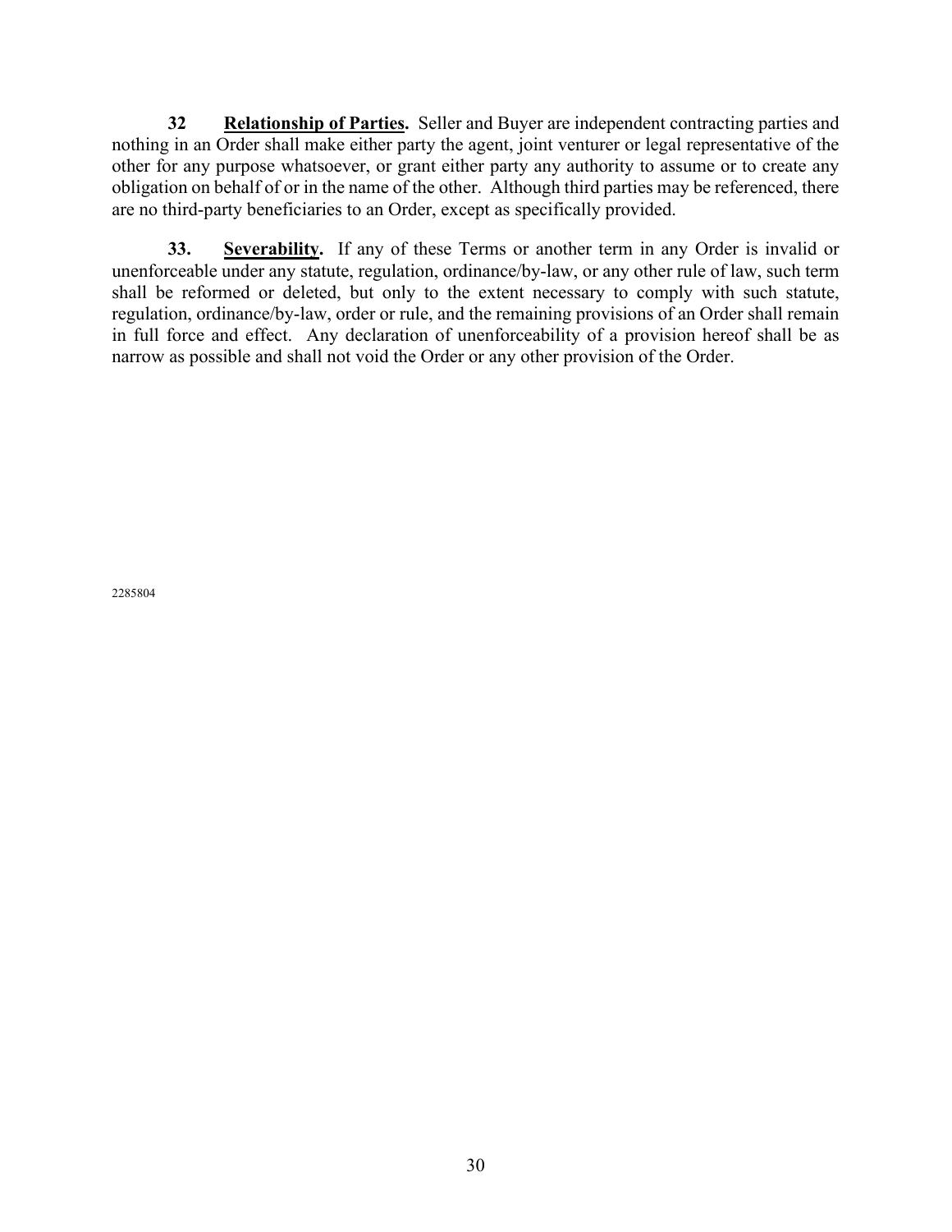**32 Relationship of Parties.** Seller and Buyer are independent contracting parties and nothing in an Order shall make either party the agent, joint venturer or legal representative of the other for any purpose whatsoever, or grant either party any authority to assume or to create any obligation on behalf of or in the name of the other. Although third parties may be referenced, there are no third-party beneficiaries to an Order, except as specifically provided.

**33. Severability.** If any of these Terms or another term in any Order is invalid or unenforceable under any statute, regulation, ordinance/by-law, or any other rule of law, such term shall be reformed or deleted, but only to the extent necessary to comply with such statute, regulation, ordinance/by-law, order or rule, and the remaining provisions of an Order shall remain in full force and effect. Any declaration of unenforceability of a provision hereof shall be as narrow as possible and shall not void the Order or any other provision of the Order.

2285804